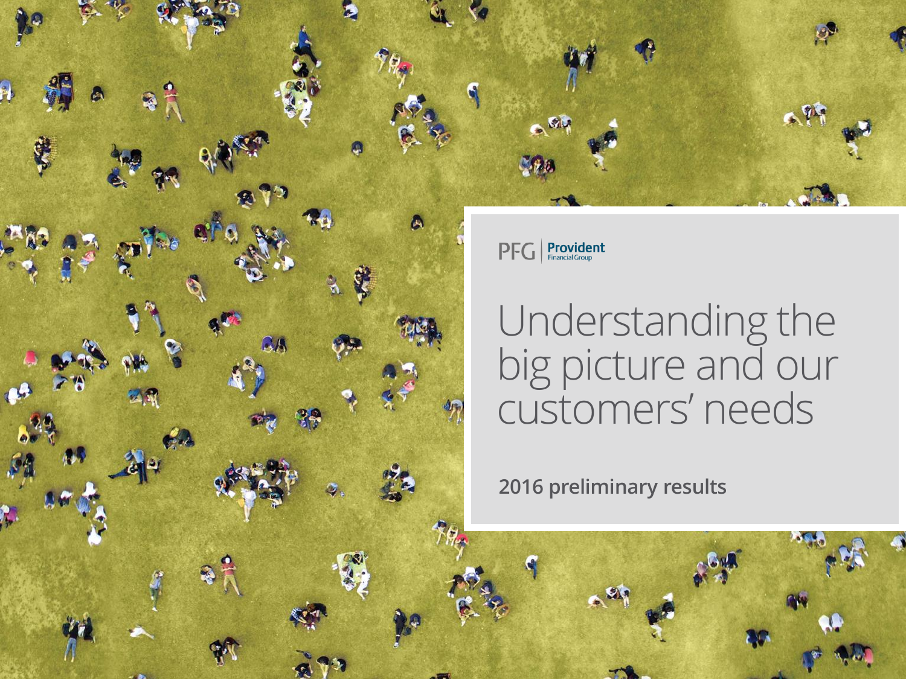PFG | Provident Financial Group

# Understanding the big picture and our customers' needs

**2016 preliminary results**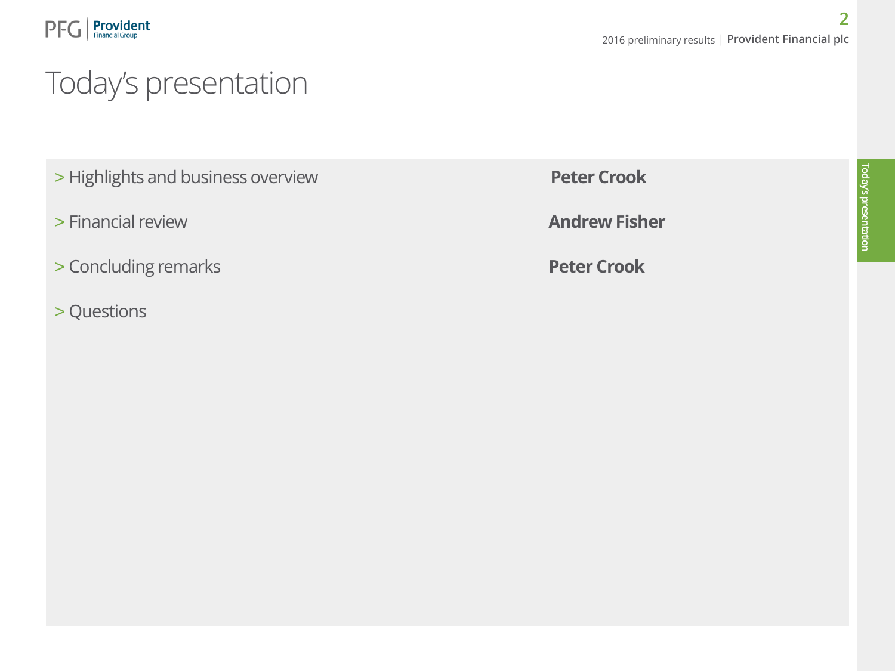# Today's presentation

| | |
|---|---|
| > Highlights and business overview | **Peter Crook** |
| > Financial review | **Andrew Fisher** |
| > Concluding remarks | **Peter Crook** |
| > Questions | |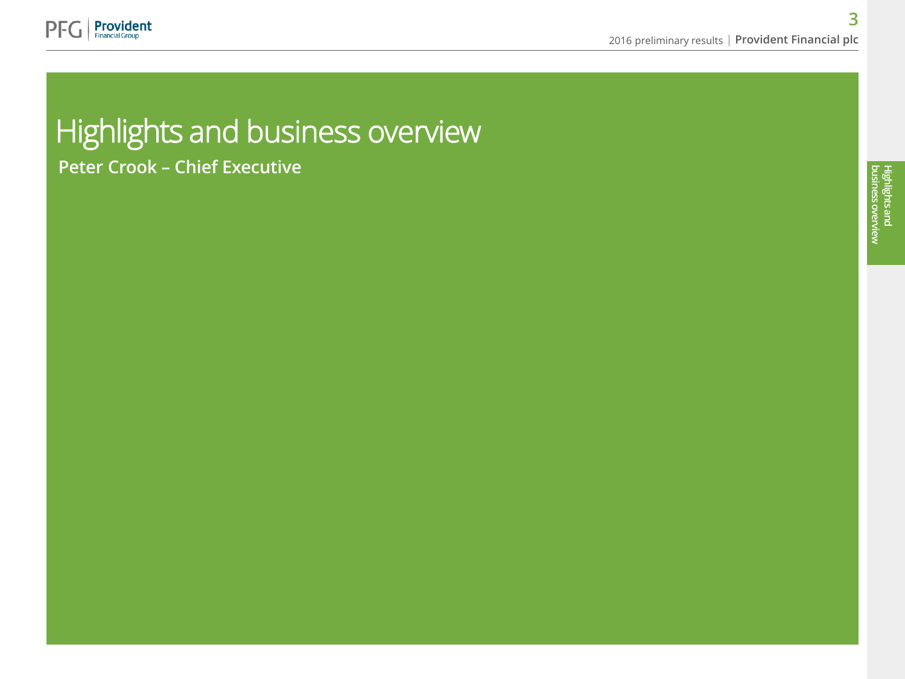# Highlights and business overview

**Peter Crook – Chief Executive**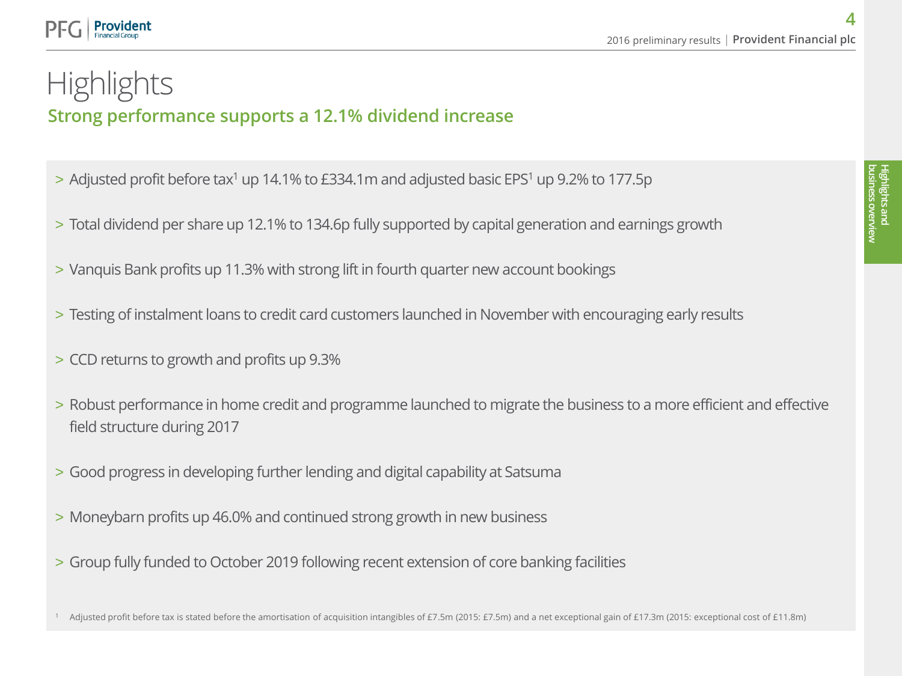# Highlights

## Strong performance supports a 12.1% dividend increase

- Adjusted profit before tax[1] up 14.1% to £334.1m and adjusted basic EPS[1] up 9.2% to 177.5p
- Total dividend per share up 12.1% to 134.6p fully supported by capital generation and earnings growth
- Vanquis Bank profits up 11.3% with strong lift in fourth quarter new account bookings
- Testing of instalment loans to credit card customers launched in November with encouraging early results
- CCD returns to growth and profits up 9.3%
- Robust performance in home credit and programme launched to migrate the business to a more efficient and effective field structure during 2017
- Good progress in developing further lending and digital capability at Satsuma
- Moneybarn profits up 46.0% and continued strong growth in new business
- Group fully funded to October 2019 following recent extension of core banking facilities

[1] Adjusted profit before tax is stated before the amortisation of acquisition intangibles of £7.5m (2015: £7.5m) and a net exceptional gain of £17.3m (2015: exceptional cost of £11.8m)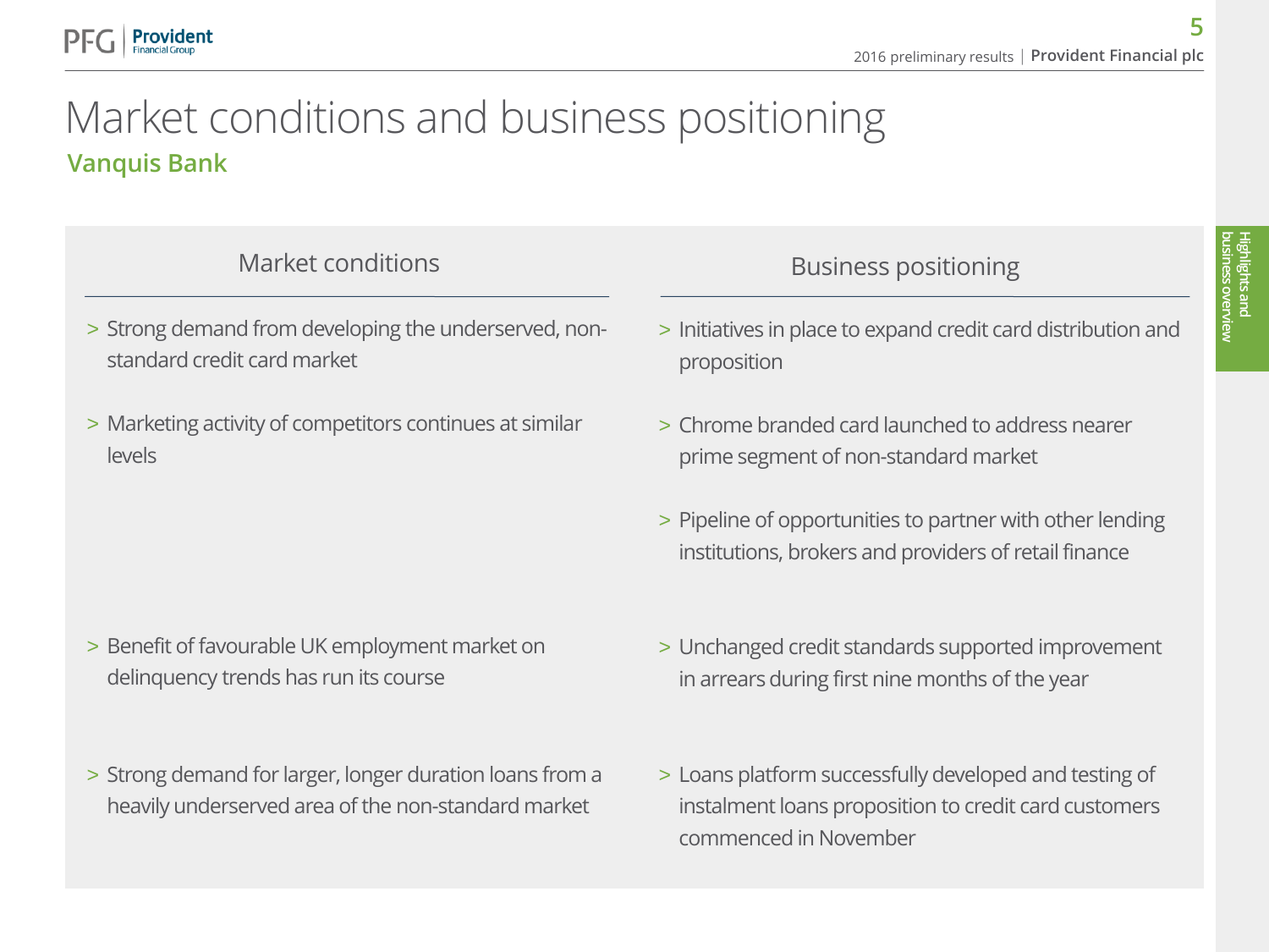# Market conditions and business positioning

## Vanquis Bank

| Market conditions | Business positioning |
| --- | --- |
| > Strong demand from developing the underserved, non-standard credit card market<br>> Marketing activity of competitors continues at similar levels | > Initiatives in place to expand credit card distribution and proposition<br>> Chrome branded card launched to address nearer prime segment of non-standard market<br>> Pipeline of opportunities to partner with other lending institutions, brokers and providers of retail finance |
| > Benefit of favourable UK employment market on delinquency trends has run its course | > Unchanged credit standards supported improvement in arrears during first nine months of the year |
| > Strong demand for larger, longer duration loans from a heavily underserved area of the non-standard market | > Loans platform successfully developed and testing of instalment loans proposition to credit card customers commenced in November |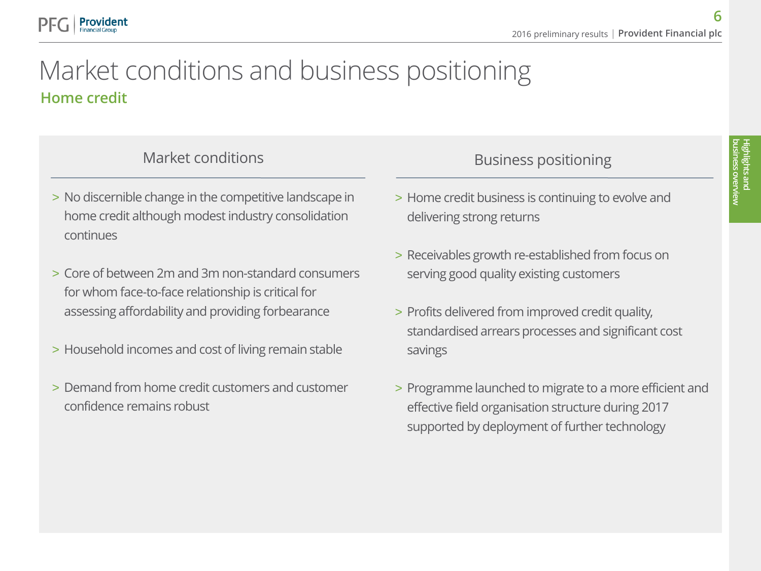# Market conditions and business positioning

## Home credit

### Market conditions

- No discernible change in the competitive landscape in home credit although modest industry consolidation continues
- Core of between 2m and 3m non-standard consumers for whom face-to-face relationship is critical for assessing affordability and providing forbearance
- Household incomes and cost of living remain stable
- Demand from home credit customers and customer confidence remains robust

### Business positioning

- Home credit business is continuing to evolve and delivering strong returns
- Receivables growth re-established from focus on serving good quality existing customers
- Profits delivered from improved credit quality, standardised arrears processes and significant cost savings
- Programme launched to migrate to a more efficient and effective field organisation structure during 2017 supported by deployment of further technology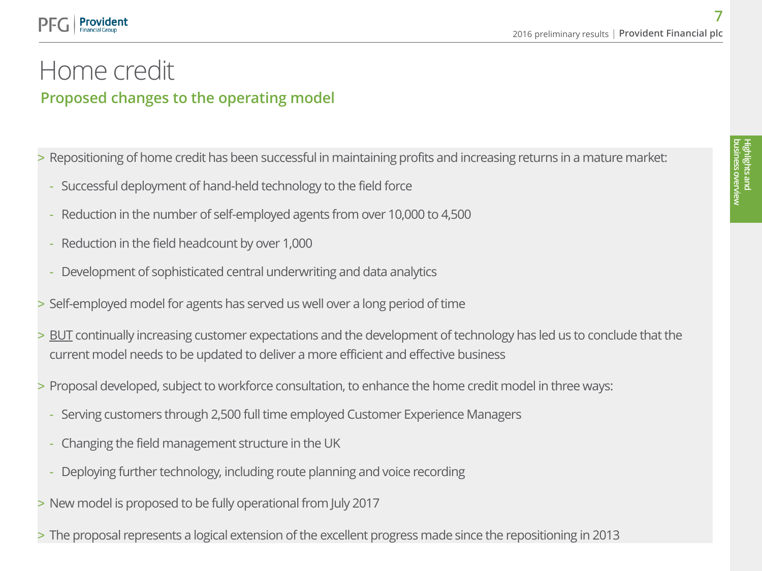# Home credit

## Proposed changes to the operating model

- Repositioning of home credit has been successful in maintaining profits and increasing returns in a mature market:
  - Successful deployment of hand-held technology to the field force
  - Reduction in the number of self-employed agents from over 10,000 to 4,500
  - Reduction in the field headcount by over 1,000
  - Development of sophisticated central underwriting and data analytics
- Self-employed model for agents has served us well over a long period of time
- BUT continually increasing customer expectations and the development of technology has led us to conclude that the current model needs to be updated to deliver a more efficient and effective business
- Proposal developed, subject to workforce consultation, to enhance the home credit model in three ways:
  - Serving customers through 2,500 full time employed Customer Experience Managers
  - Changing the field management structure in the UK
  - Deploying further technology, including route planning and voice recording
- New model is proposed to be fully operational from July 2017
- The proposal represents a logical extension of the excellent progress made since the repositioning in 2013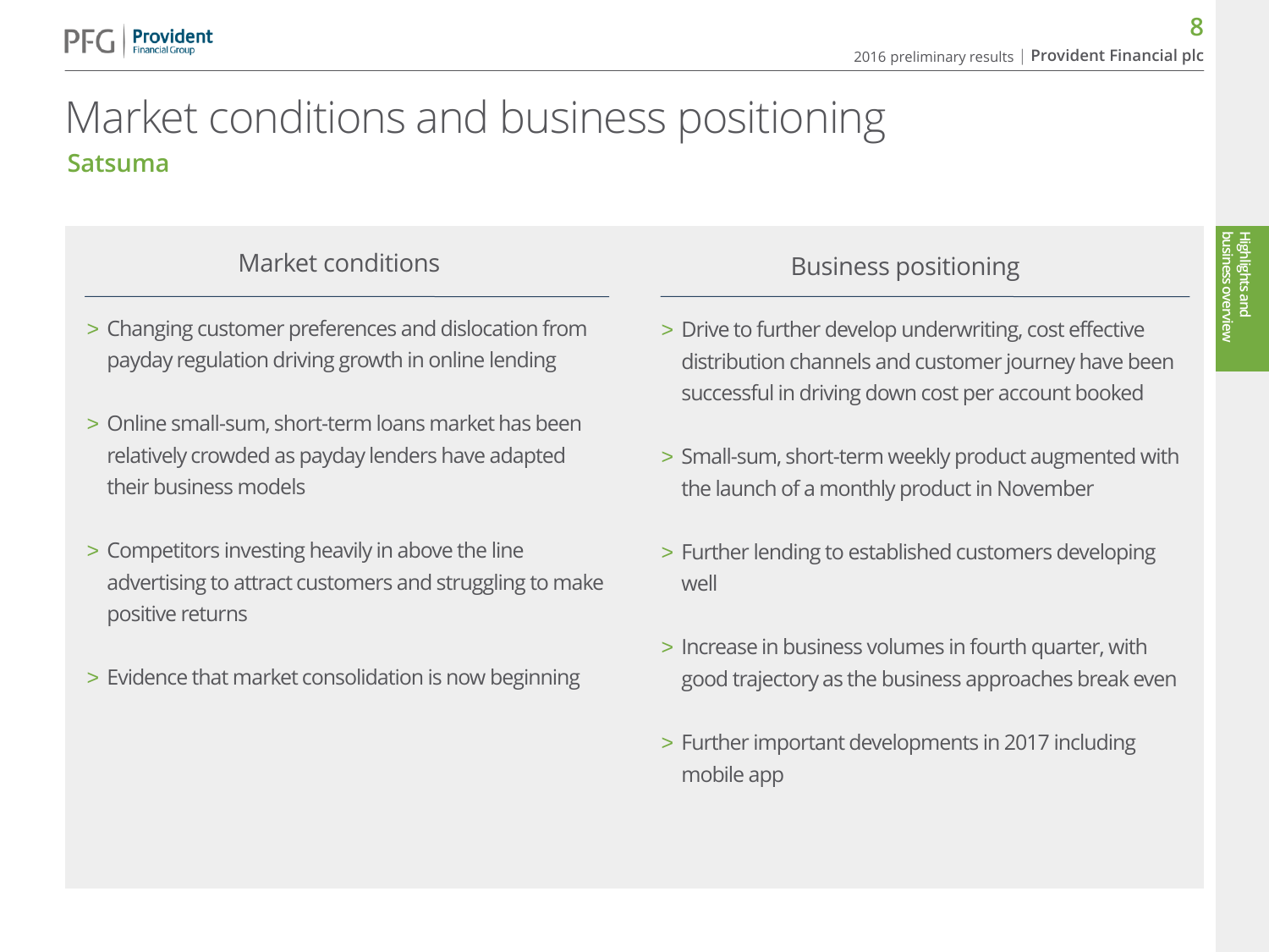# Market conditions and business positioning

## Satsuma

### Market conditions

- Changing customer preferences and dislocation from payday regulation driving growth in online lending
- Online small-sum, short-term loans market has been relatively crowded as payday lenders have adapted their business models
- Competitors investing heavily in above the line advertising to attract customers and struggling to make positive returns
- Evidence that market consolidation is now beginning

### Business positioning

- Drive to further develop underwriting, cost effective distribution channels and customer journey have been successful in driving down cost per account booked
- Small-sum, short-term weekly product augmented with the launch of a monthly product in November
- Further lending to established customers developing well
- Increase in business volumes in fourth quarter, with good trajectory as the business approaches break even
- Further important developments in 2017 including mobile app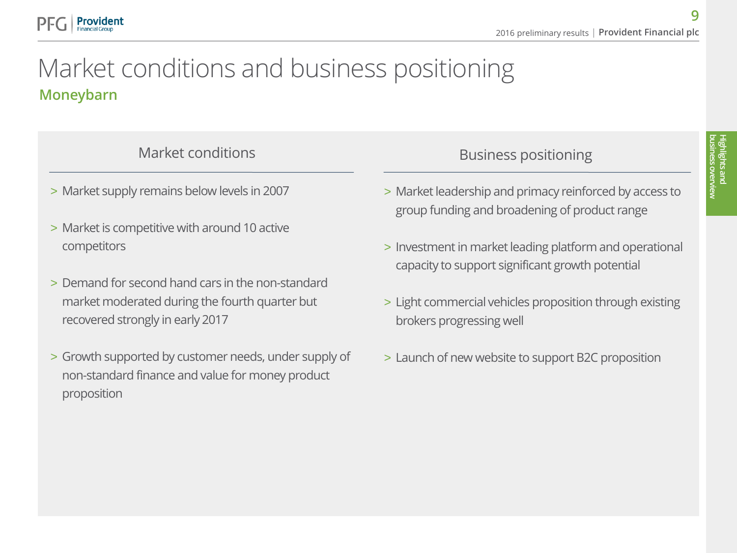# Market conditions and business positioning

## Moneybarn

### Market conditions

- Market supply remains below levels in 2007
- Market is competitive with around 10 active competitors
- Demand for second hand cars in the non-standard market moderated during the fourth quarter but recovered strongly in early 2017
- Growth supported by customer needs, under supply of non-standard finance and value for money product proposition

### Business positioning

- Market leadership and primacy reinforced by access to group funding and broadening of product range
- Investment in market leading platform and operational capacity to support significant growth potential
- Light commercial vehicles proposition through existing brokers progressing well
- Launch of new website to support B2C proposition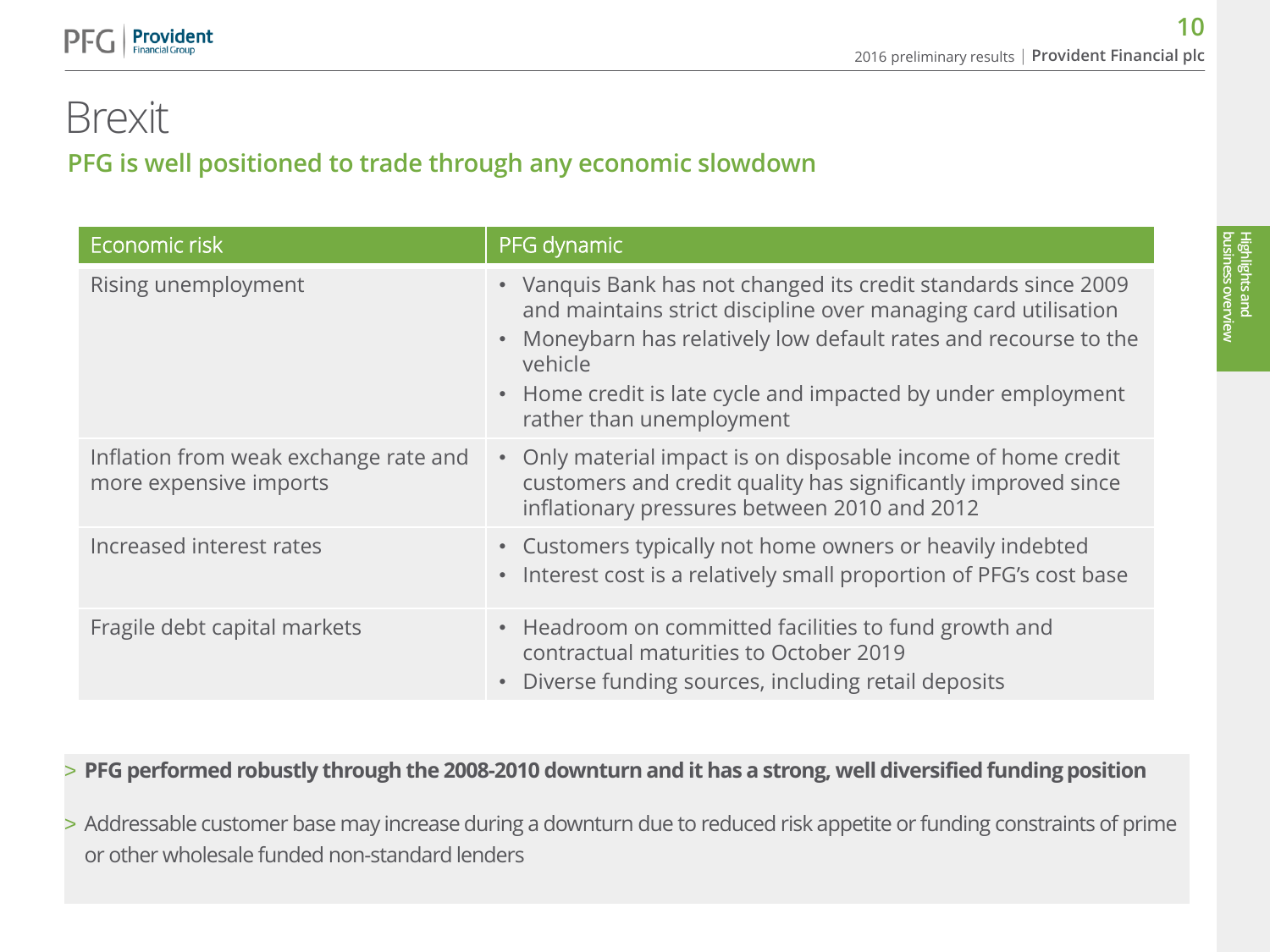# Brexit

## PFG is well positioned to trade through any economic slowdown

| Economic risk | PFG dynamic |
|---|---|
| Rising unemployment | • Vanquis Bank has not changed its credit standards since 2009 and maintains strict discipline over managing card utilisation<br>• Moneybarn has relatively low default rates and recourse to the vehicle<br>• Home credit is late cycle and impacted by under employment rather than unemployment |
| Inflation from weak exchange rate and more expensive imports | • Only material impact is on disposable income of home credit customers and credit quality has significantly improved since inflationary pressures between 2010 and 2012 |
| Increased interest rates | • Customers typically not home owners or heavily indebted<br>• Interest cost is a relatively small proportion of PFG's cost base |
| Fragile debt capital markets | • Headroom on committed facilities to fund growth and contractual maturities to October 2019<br>• Diverse funding sources, including retail deposits |

> **PFG performed robustly through the 2008-2010 downturn and it has a strong, well diversified funding position**

> Addressable customer base may increase during a downturn due to reduced risk appetite or funding constraints of prime or other wholesale funded non-standard lenders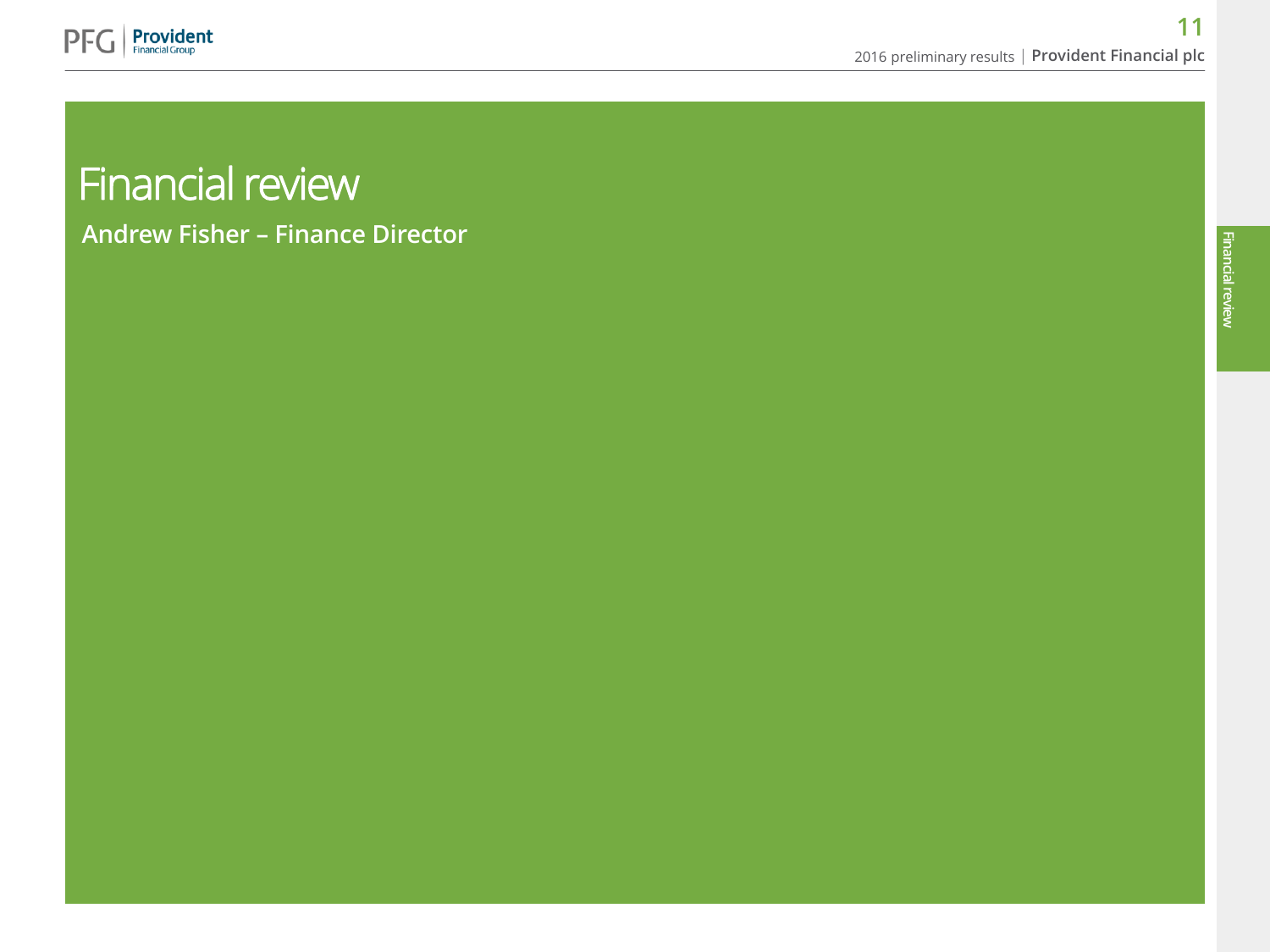# Financial review

**Andrew Fisher – Finance Director**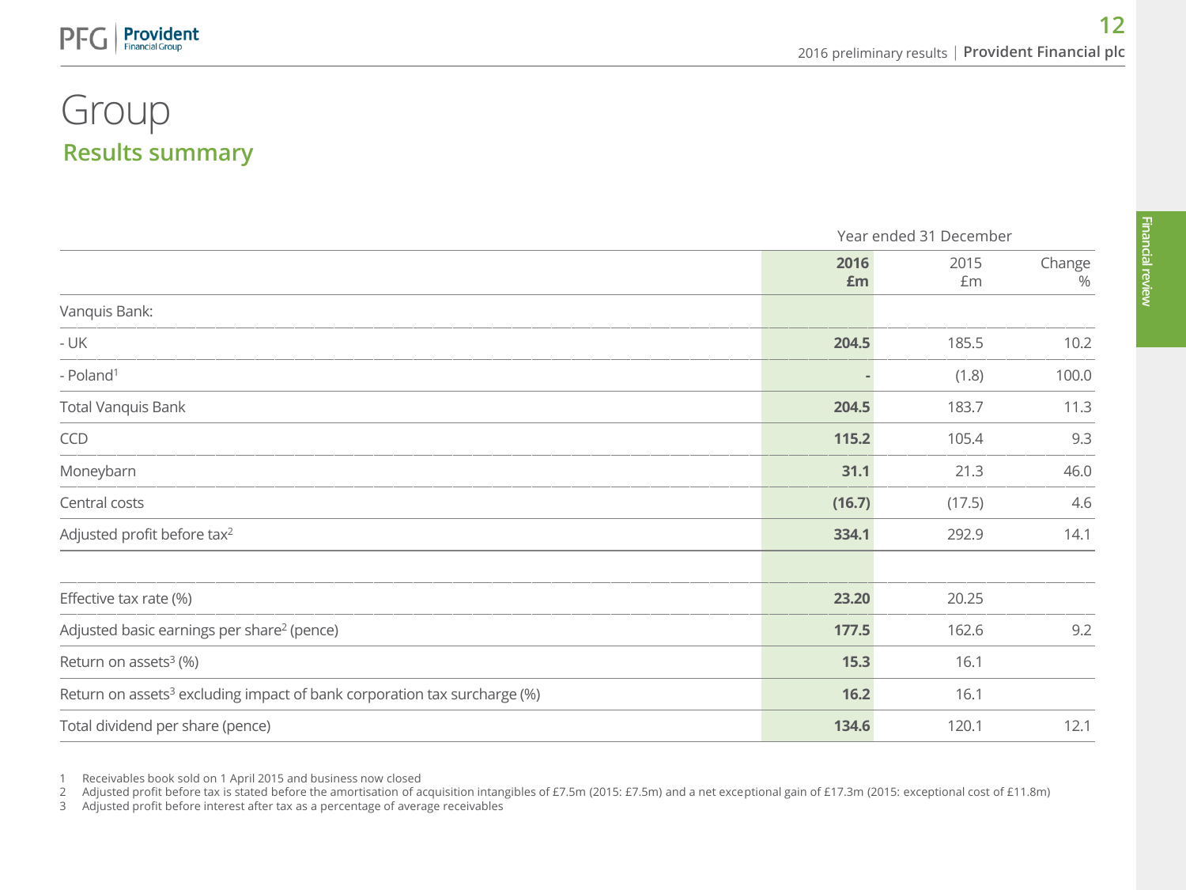# Group

## Results summary

| | Year ended 31 December | | |
|---|---|---|---|
| | **2016 £m** | 2015 £m | Change % |
| Vanquis Bank: | | | |
| - UK | **204.5** | 185.5 | 10.2 |
| - Poland[1] | **-** | (1.8) | 100.0 |
| Total Vanquis Bank | **204.5** | 183.7 | 11.3 |
| CCD | **115.2** | 105.4 | 9.3 |
| Moneybarn | **31.1** | 21.3 | 46.0 |
| Central costs | **(16.7)** | (17.5) | 4.6 |
| Adjusted profit before tax[2] | **334.1** | 292.9 | 14.1 |
| | | | |
| Effective tax rate (%) | **23.20** | 20.25 | |
| Adjusted basic earnings per share[2] (pence) | **177.5** | 162.6 | 9.2 |
| Return on assets[3] (%) | **15.3** | 16.1 | |
| Return on assets[3] excluding impact of bank corporation tax surcharge (%) | **16.2** | 16.1 | |
| Total dividend per share (pence) | **134.6** | 120.1 | 12.1 |

1 Receivables book sold on 1 April 2015 and business now closed
2 Adjusted profit before tax is stated before the amortisation of acquisition intangibles of £7.5m (2015: £7.5m) and a net exceptional gain of £17.3m (2015: exceptional cost of £11.8m)
3 Adjusted profit before interest after tax as a percentage of average receivables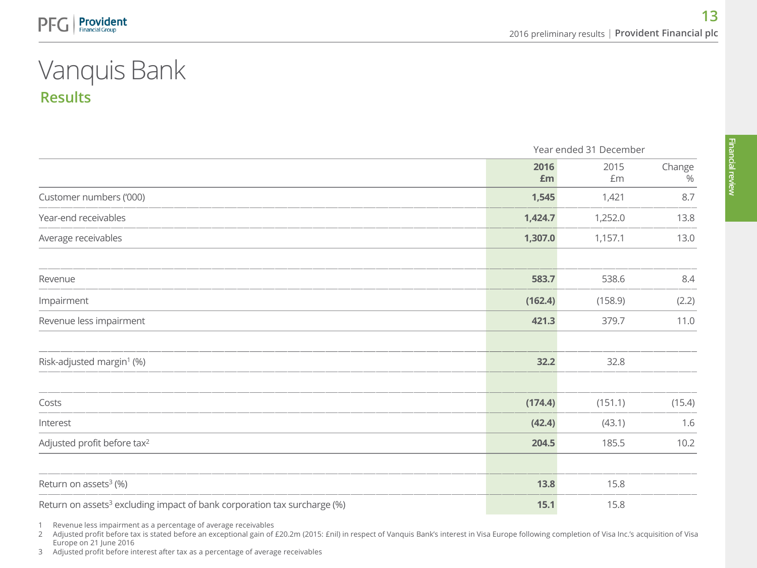# Vanquis Bank

## Results

| | Year ended 31 December | | |
|---|---|---|---|
| | **2016 £m** | 2015 £m | Change % |
| Customer numbers ('000) | **1,545** | 1,421 | 8.7 |
| Year-end receivables | **1,424.7** | 1,252.0 | 13.8 |
| Average receivables | **1,307.0** | 1,157.1 | 13.0 |
| | | | |
| Revenue | **583.7** | 538.6 | 8.4 |
| Impairment | **(162.4)** | (158.9) | (2.2) |
| Revenue less impairment | **421.3** | 379.7 | 11.0 |
| | | | |
| Risk-adjusted margin[1] (%) | **32.2** | 32.8 | |
| | | | |
| Costs | **(174.4)** | (151.1) | (15.4) |
| Interest | **(42.4)** | (43.1) | 1.6 |
| Adjusted profit before tax[2] | **204.5** | 185.5 | 10.2 |
| | | | |
| Return on assets[3] (%) | **13.8** | 15.8 | |
| Return on assets[3] excluding impact of bank corporation tax surcharge (%) | **15.1** | 15.8 | |

1 Revenue less impairment as a percentage of average receivables

2 Adjusted profit before tax is stated before an exceptional gain of £20.2m (2015: £nil) in respect of Vanquis Bank's interest in Visa Europe following completion of Visa Inc.'s acquisition of Visa Europe on 21 June 2016

3 Adjusted profit before interest after tax as a percentage of average receivables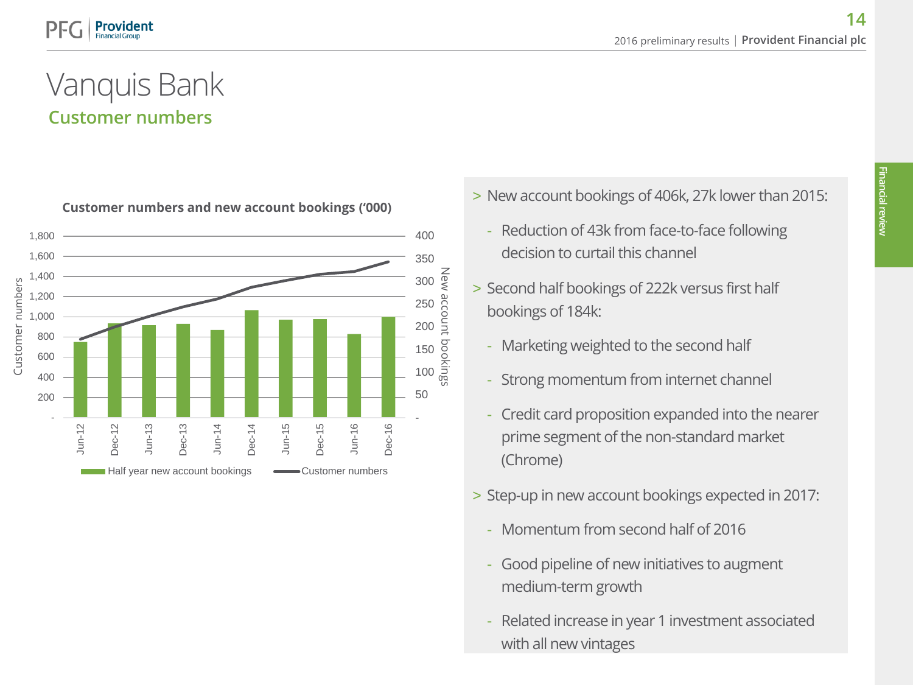# Vanquis Bank

## Customer numbers

**Customer numbers and new account bookings ('000)**

Customer numbers: 1,800; 1,600; 1,400; 1,200; 1,000; 800; 600; 400; 200; -

New account bookings: 400; 350; 300; 250; 200; 150; 100; 50; -

Jun-12, Dec-12, Jun-13, Dec-13, Jun-14, Dec-14, Jun-15, Dec-15, Jun-16, Dec-16

Half year new account bookings — Customer numbers

> New account bookings of 406k, 27k lower than 2015:
  - Reduction of 43k from face-to-face following decision to curtail this channel

> Second half bookings of 222k versus first half bookings of 184k:
  - Marketing weighted to the second half
  - Strong momentum from internet channel
  - Credit card proposition expanded into the nearer prime segment of the non-standard market (Chrome)

> Step-up in new account bookings expected in 2017:
  - Momentum from second half of 2016
  - Good pipeline of new initiatives to augment medium-term growth
  - Related increase in year 1 investment associated with all new vintages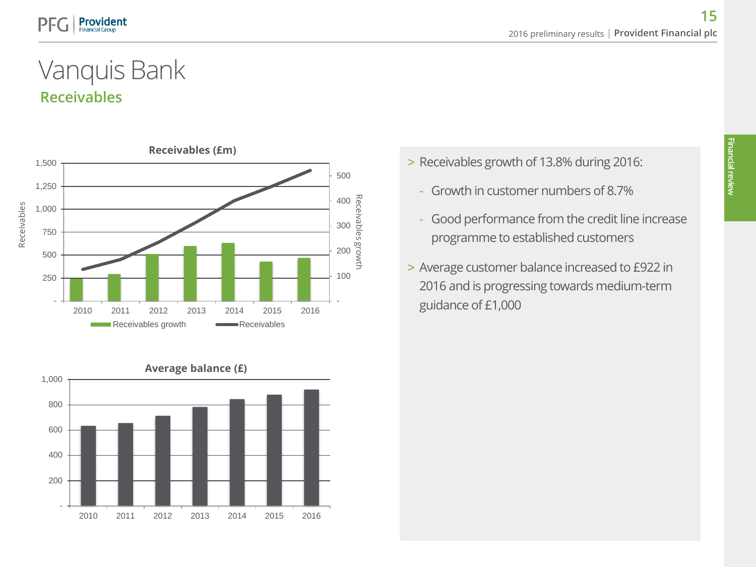# Vanquis Bank

## Receivables

**Receivables (£m)**

Receivables axis: 1,500 / 1,250 / 1,000 / 750 / 500 / 250 / -

Receivables growth axis: 500 / 400 / 300 / 200 / 100 / -

2010 2011 2012 2013 2014 2015 2016

Receivables growth — Receivables

**Average balance (£)**

1,000 / 800 / 600 / 400 / 200 / -

2010 2011 2012 2013 2014 2015 2016

> Receivables growth of 13.8% during 2016:
  - Growth in customer numbers of 8.7%
  - Good performance from the credit line increase programme to established customers

> Average customer balance increased to £922 in 2016 and is progressing towards medium-term guidance of £1,000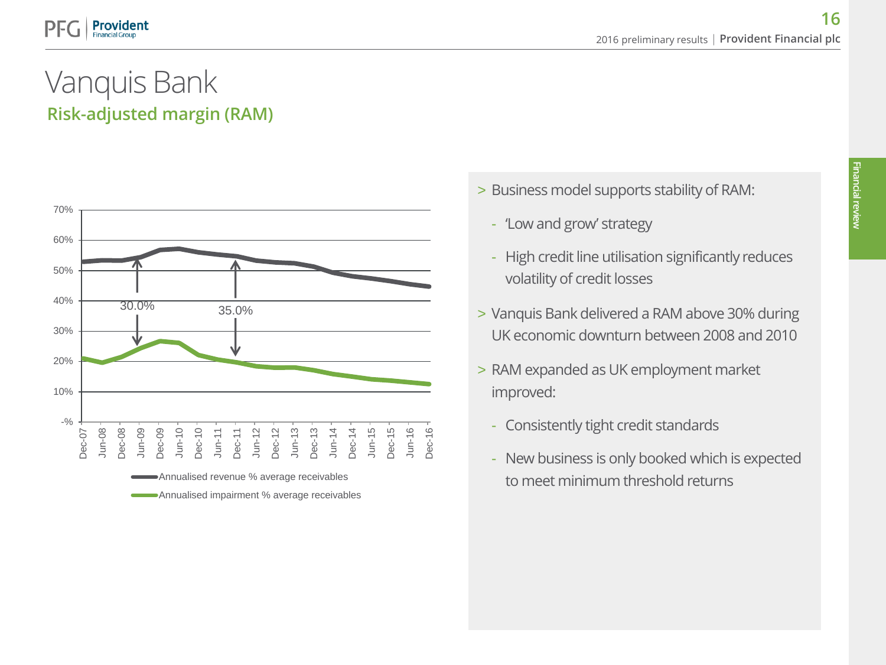# Vanquis Bank

## Risk-adjusted margin (RAM)

70%
60%
50%
40%
30%
20%
10%
-%

30.0%
35.0%

Dec-07 Jun-08 Dec-08 Jun-09 Dec-09 Jun-10 Dec-10 Jun-11 Dec-11 Jun-12 Dec-12 Jun-13 Dec-13 Jun-14 Dec-14 Jun-15 Dec-15 Jun-16 Dec-16

Annualised revenue % average receivables

Annualised impairment % average receivables

- > Business model supports stability of RAM:
  - 'Low and grow' strategy
  - High credit line utilisation significantly reduces volatility of credit losses
- > Vanquis Bank delivered a RAM above 30% during UK economic downturn between 2008 and 2010
- > RAM expanded as UK employment market improved:
  - Consistently tight credit standards
  - New business is only booked which is expected to meet minimum threshold returns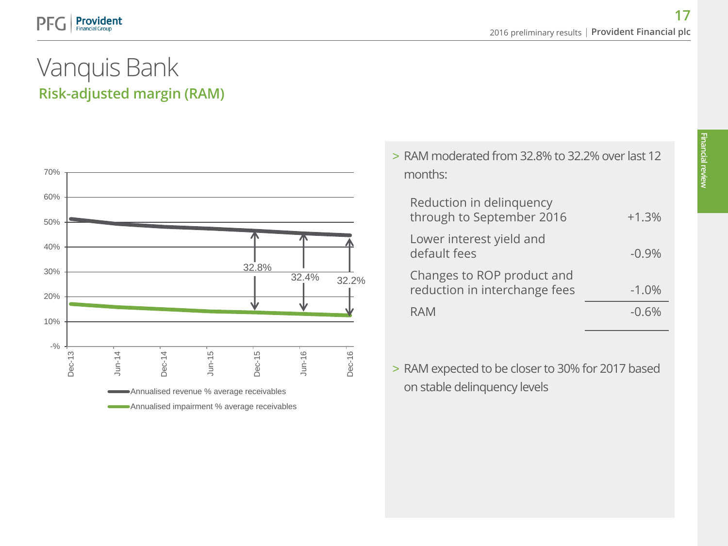# Vanquis Bank

## Risk-adjusted margin (RAM)

70%
60%
50%
40%
30%
20%
10%
-%

32.8% 32.4% 32.2%

Dec-13 Jun-14 Dec-14 Jun-15 Dec-15 Jun-16 Dec-16

Annualised revenue % average receivables

Annualised impairment % average receivables

> RAM moderated from 32.8% to 32.2% over last 12 months:

| | |
|---|---|
| Reduction in delinquency through to September 2016 | +1.3% |
| Lower interest yield and default fees | -0.9% |
| Changes to ROP product and reduction in interchange fees | -1.0% |
| RAM | -0.6% |

> RAM expected to be closer to 30% for 2017 based on stable delinquency levels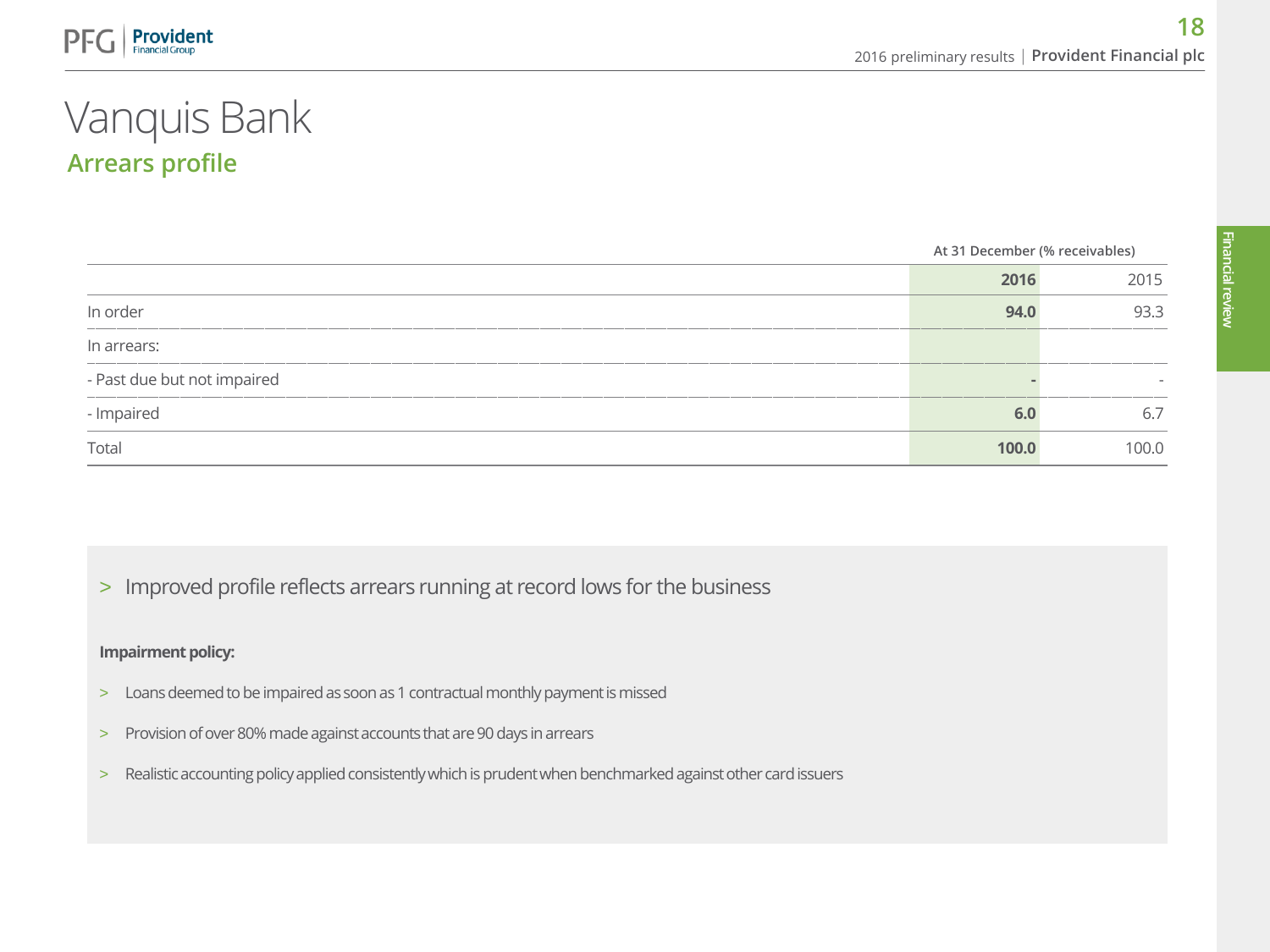# Vanquis Bank

## Arrears profile

| | At 31 December (% receivables) | |
|---|---|---|
| | **2016** | 2015 |
| In order | **94.0** | 93.3 |
| In arrears: | | |
| - Past due but not impaired | **-** | - |
| - Impaired | **6.0** | 6.7 |
| Total | **100.0** | 100.0 |

> Improved profile reflects arrears running at record lows for the business

**Impairment policy:**

- Loans deemed to be impaired as soon as 1 contractual monthly payment is missed
- Provision of over 80% made against accounts that are 90 days in arrears
- Realistic accounting policy applied consistently which is prudent when benchmarked against other card issuers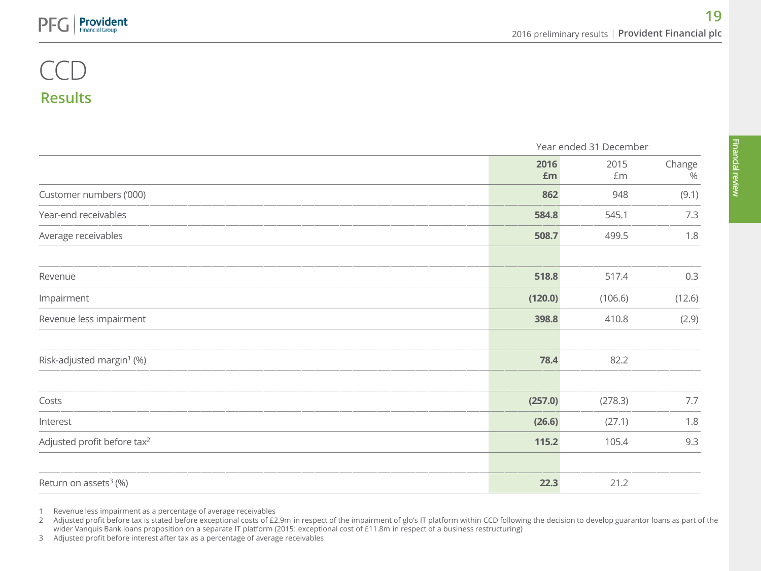# CCD

## Results

| | Year ended 31 December | | |
|---|---|---|---|
| | **2016 £m** | 2015 £m | Change % |
| Customer numbers ('000) | **862** | 948 | (9.1) |
| Year-end receivables | **584.8** | 545.1 | 7.3 |
| Average receivables | **508.7** | 499.5 | 1.8 |
| | | | |
| Revenue | **518.8** | 517.4 | 0.3 |
| Impairment | **(120.0)** | (106.6) | (12.6) |
| Revenue less impairment | **398.8** | 410.8 | (2.9) |
| | | | |
| Risk-adjusted margin[1] (%) | **78.4** | 82.2 | |
| | | | |
| Costs | **(257.0)** | (278.3) | 7.7 |
| Interest | **(26.6)** | (27.1) | 1.8 |
| Adjusted profit before tax[2] | **115.2** | 105.4 | 9.3 |
| | | | |
| Return on assets[3] (%) | **22.3** | 21.2 | |

1 Revenue less impairment as a percentage of average receivables

2 Adjusted profit before tax is stated before exceptional costs of £2.9m in respect of the impairment of glo's IT platform within CCD following the decision to develop guarantor loans as part of the wider Vanquis Bank loans proposition on a separate IT platform (2015: exceptional cost of £11.8m in respect of a business restructuring)

3 Adjusted profit before interest after tax as a percentage of average receivables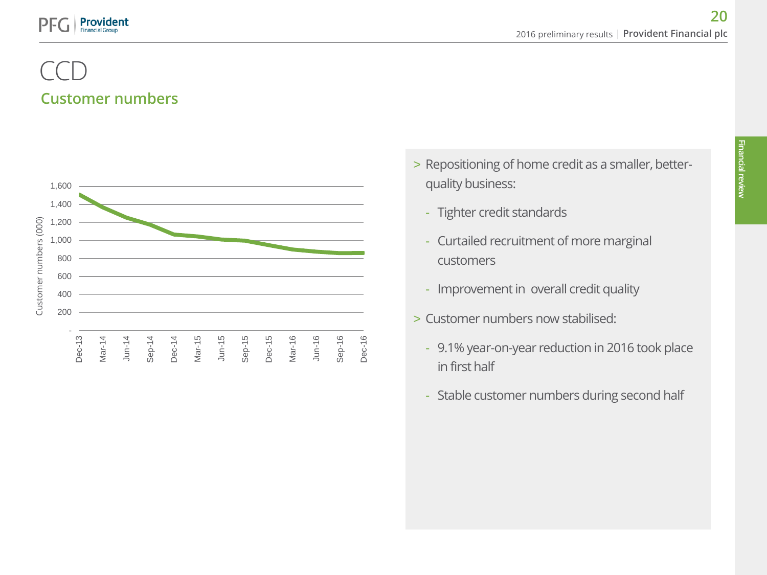# CCD

## Customer numbers

Customer numbers (000)

1,600
1,400
1,200
1,000
800
600
400
200
-

Dec-13 Mar-14 Jun-14 Sep-14 Dec-14 Mar-15 Jun-15 Sep-15 Dec-15 Mar-16 Jun-16 Sep-16 Dec-16

- Repositioning of home credit as a smaller, better-quality business:
  - Tighter credit standards
  - Curtailed recruitment of more marginal customers
  - Improvement in overall credit quality
- Customer numbers now stabilised:
  - 9.1% year-on-year reduction in 2016 took place in first half
  - Stable customer numbers during second half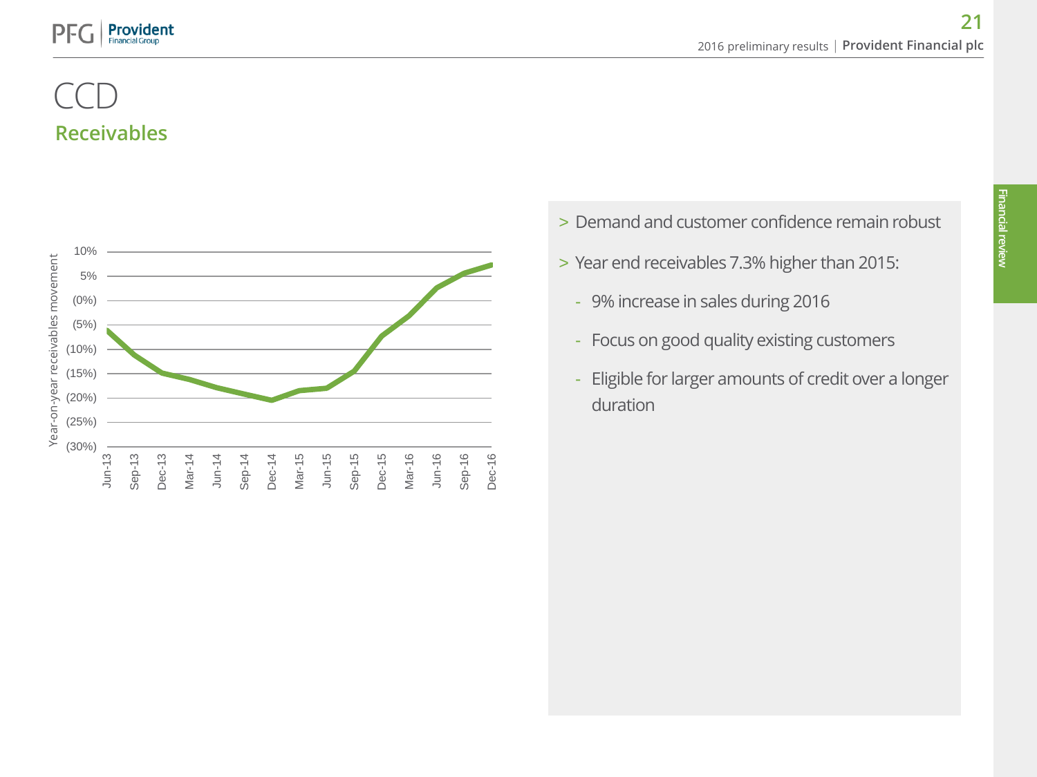# CCD

## Receivables

- Demand and customer confidence remain robust
- Year end receivables 7.3% higher than 2015:
  - 9% increase in sales during 2016
  - Focus on good quality existing customers
  - Eligible for larger amounts of credit over a longer duration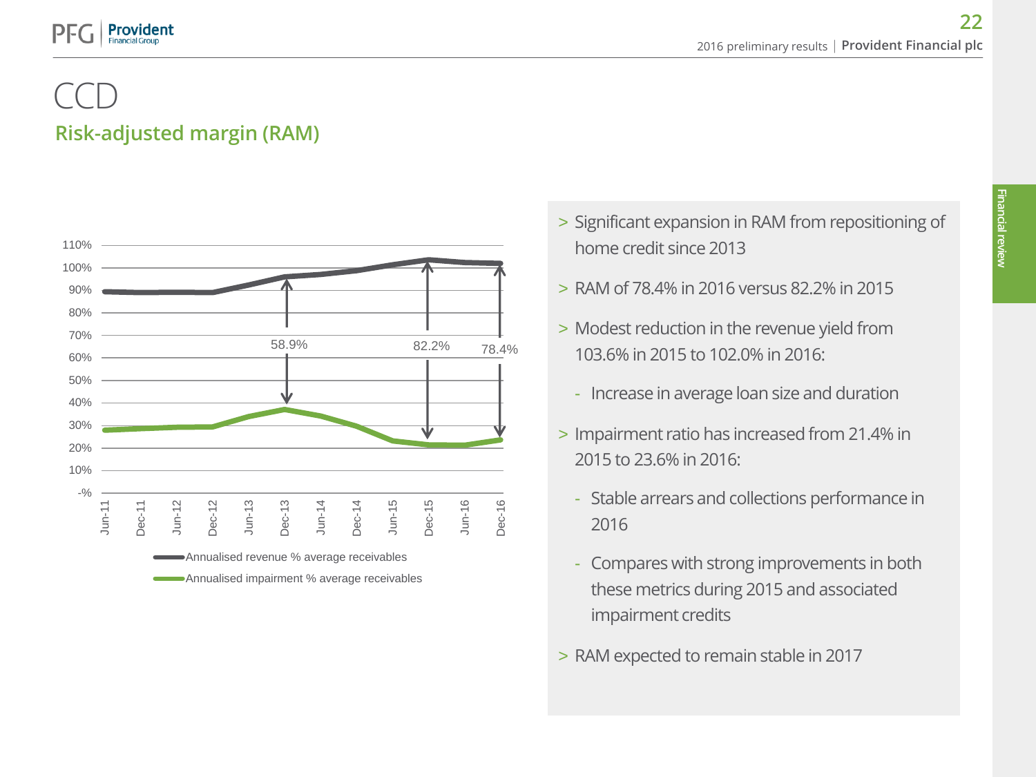# CCD

## Risk-adjusted margin (RAM)

110%
100%
90%
80%
70%
60%
50%
40%
30%
20%
10%
-%

Jun-11 Dec-11 Jun-12 Dec-12 Jun-13 Dec-13 Jun-14 Dec-14 Jun-15 Dec-15 Jun-16 Dec-16

58.9% 82.2% 78.4%

Annualised revenue % average receivables

Annualised impairment % average receivables

- Significant expansion in RAM from repositioning of home credit since 2013
- RAM of 78.4% in 2016 versus 82.2% in 2015
- Modest reduction in the revenue yield from 103.6% in 2015 to 102.0% in 2016:
  - Increase in average loan size and duration
- Impairment ratio has increased from 21.4% in 2015 to 23.6% in 2016:
  - Stable arrears and collections performance in 2016
  - Compares with strong improvements in both these metrics during 2015 and associated impairment credits
- RAM expected to remain stable in 2017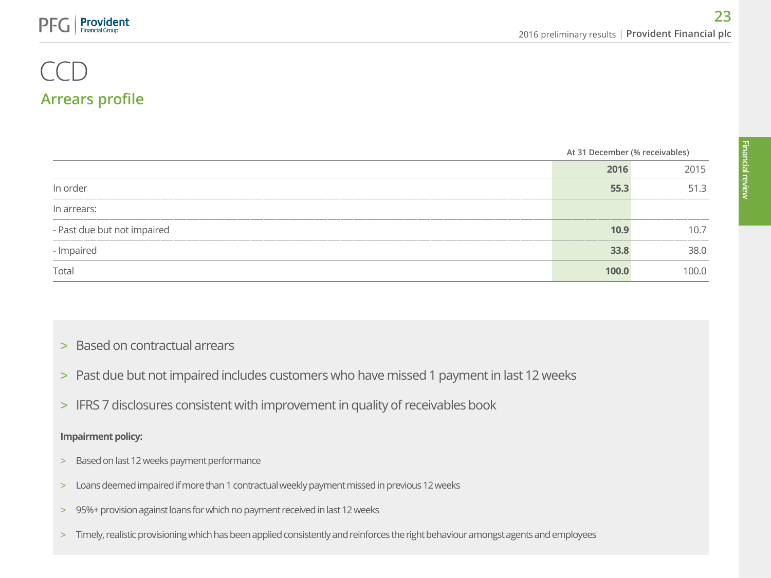# CCD

## Arrears profile

| | At 31 December (% receivables) | |
|---|---|---|
| | **2016** | 2015 |
| In order | **55.3** | 51.3 |
| In arrears: | | |
| - Past due but not impaired | **10.9** | 10.7 |
| - Impaired | **33.8** | 38.0 |
| Total | **100.0** | 100.0 |

- Based on contractual arrears
- Past due but not impaired includes customers who have missed 1 payment in last 12 weeks
- IFRS 7 disclosures consistent with improvement in quality of receivables book

**Impairment policy:**

- Based on last 12 weeks payment performance
- Loans deemed impaired if more than 1 contractual weekly payment missed in previous 12 weeks
- 95%+ provision against loans for which no payment received in last 12 weeks
- Timely, realistic provisioning which has been applied consistently and reinforces the right behaviour amongst agents and employees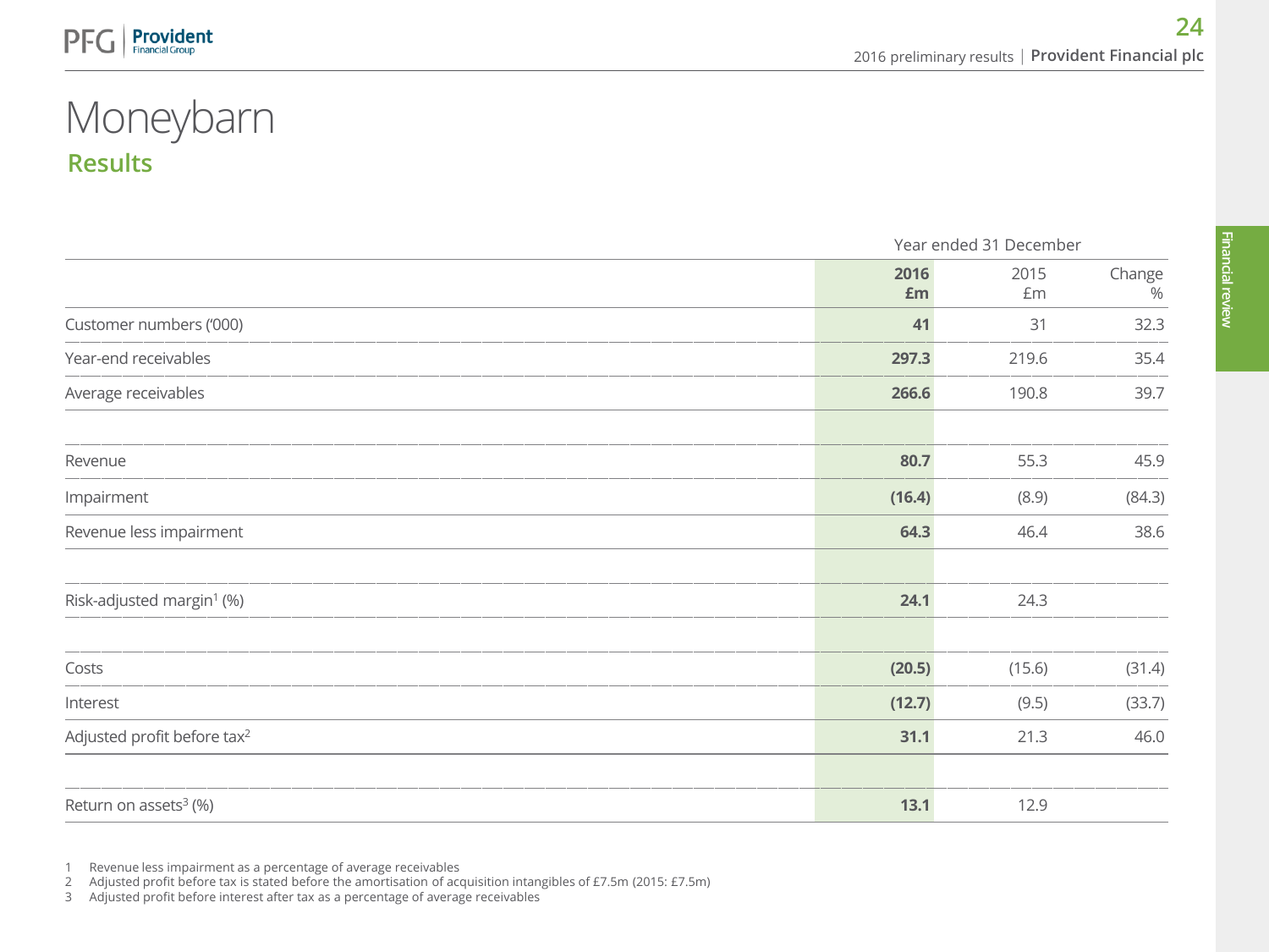# Moneybarn

## Results

| | Year ended 31 December | | |
|---|---|---|---|
| | **2016 £m** | 2015 £m | Change % |
| Customer numbers ('000) | **41** | 31 | 32.3 |
| Year-end receivables | **297.3** | 219.6 | 35.4 |
| Average receivables | **266.6** | 190.8 | 39.7 |
| | | | |
| Revenue | **80.7** | 55.3 | 45.9 |
| Impairment | **(16.4)** | (8.9) | (84.3) |
| Revenue less impairment | **64.3** | 46.4 | 38.6 |
| | | | |
| Risk-adjusted margin[1] (%) | **24.1** | 24.3 | |
| | | | |
| Costs | **(20.5)** | (15.6) | (31.4) |
| Interest | **(12.7)** | (9.5) | (33.7) |
| Adjusted profit before tax[2] | **31.1** | 21.3 | 46.0 |
| | | | |
| Return on assets[3] (%) | **13.1** | 12.9 | |

1 Revenue less impairment as a percentage of average receivables
2 Adjusted profit before tax is stated before the amortisation of acquisition intangibles of £7.5m (2015: £7.5m)
3 Adjusted profit before interest after tax as a percentage of average receivables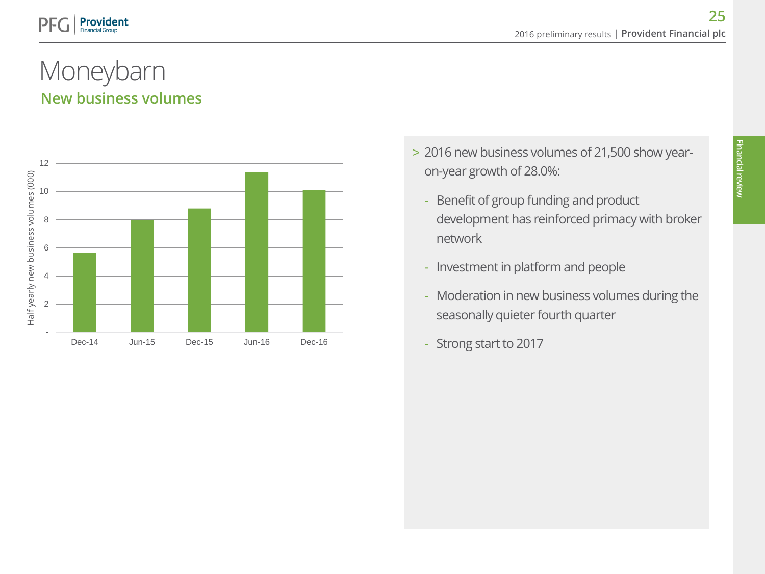# Moneybarn

## New business volumes

Half yearly new business volumes (000)

| | Dec-14 | Jun-15 | Dec-15 | Jun-16 | Dec-16 |
|---|---|---|---|---|---|

> 2016 new business volumes of 21,500 show year-on-year growth of 28.0%:

- Benefit of group funding and product development has reinforced primacy with broker network
- Investment in platform and people
- Moderation in new business volumes during the seasonally quieter fourth quarter
- Strong start to 2017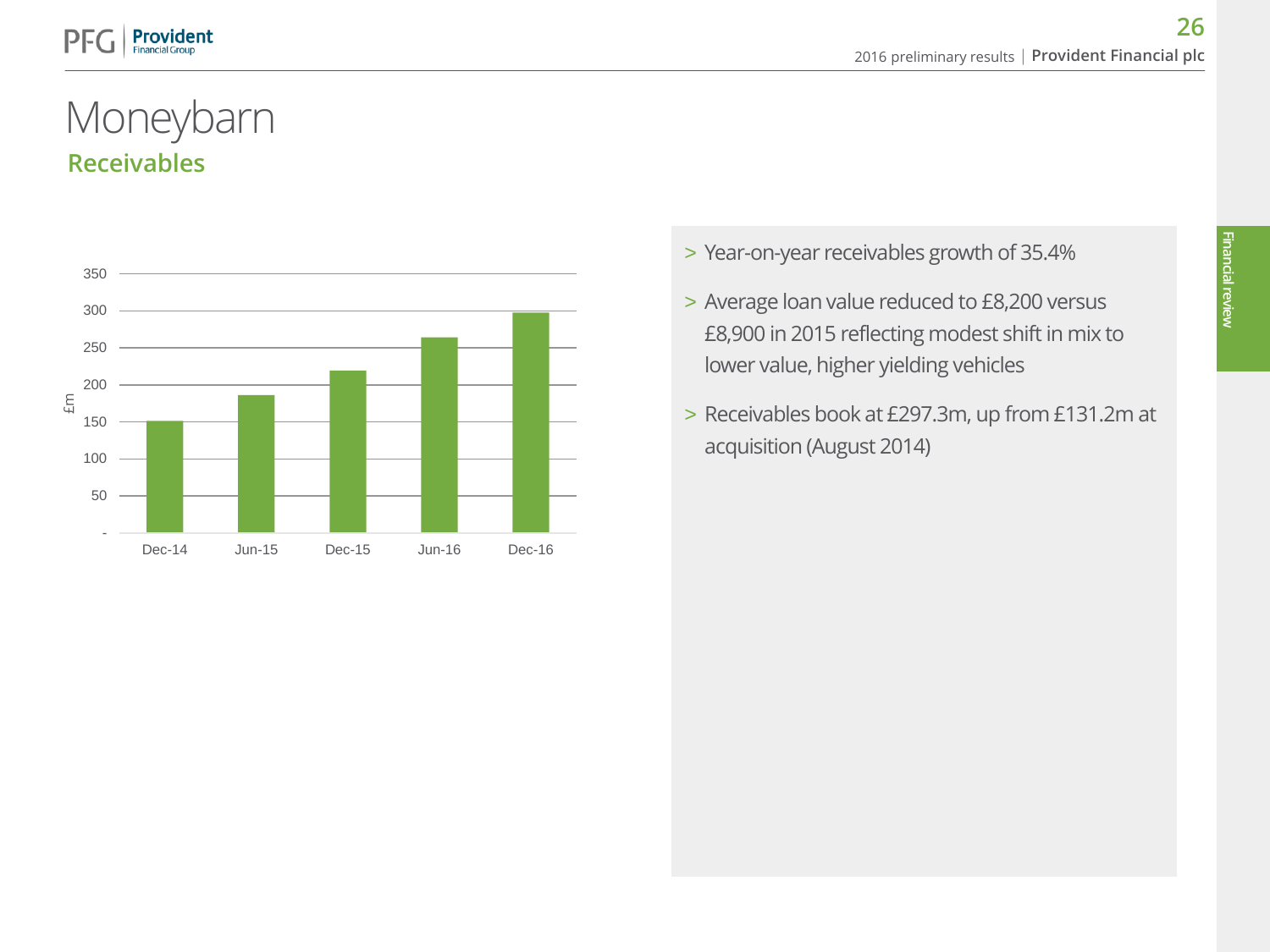# Moneybarn

## Receivables

| £m | Dec-14 | Jun-15 | Dec-15 | Jun-16 | Dec-16 |
|---|---|---|---|---|---|
| Receivables | ~151 | ~186 | ~219 | ~264 | 297.3 |

- Year-on-year receivables growth of 35.4%
- Average loan value reduced to £8,200 versus £8,900 in 2015 reflecting modest shift in mix to lower value, higher yielding vehicles
- Receivables book at £297.3m, up from £131.2m at acquisition (August 2014)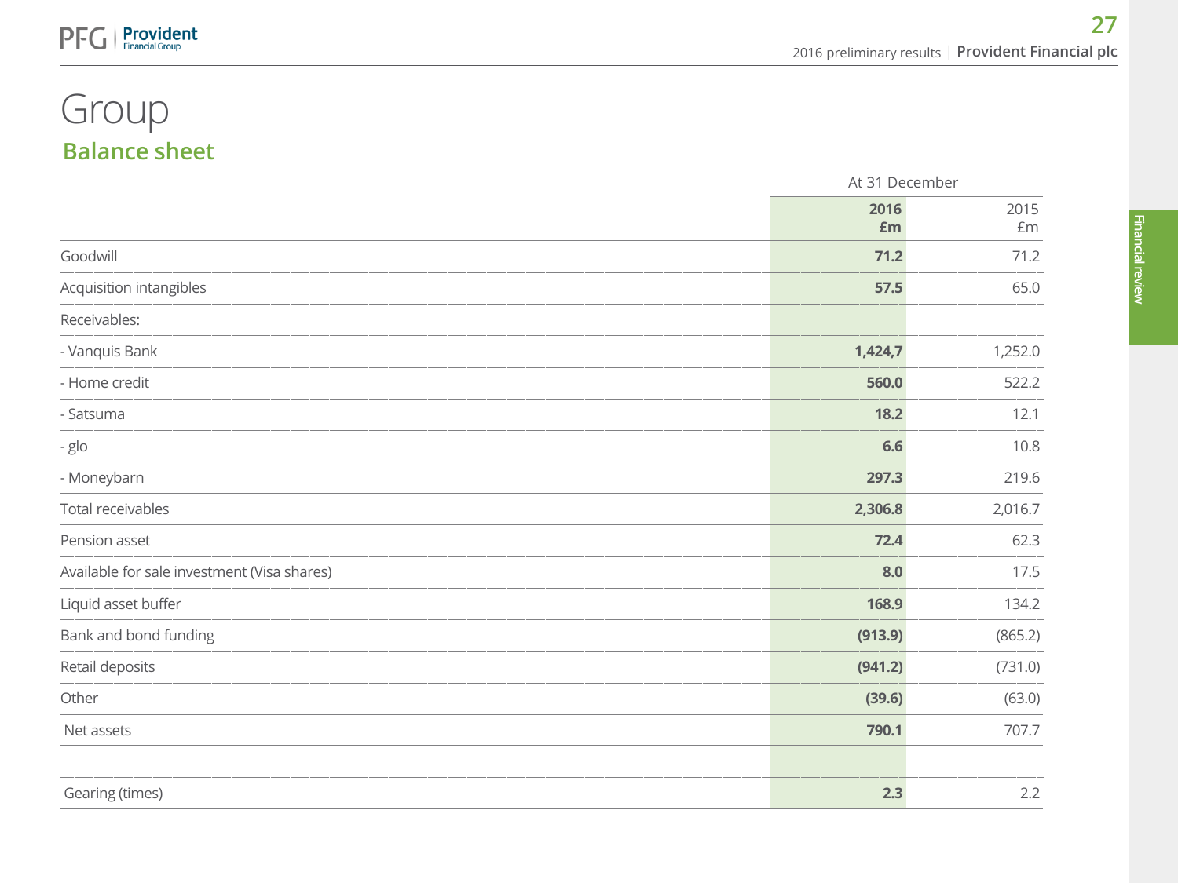# Group

## Balance sheet

| | At 31 December | |
|---|---|---|
| | **2016 £m** | 2015 £m |
| Goodwill | **71.2** | 71.2 |
| Acquisition intangibles | **57.5** | 65.0 |
| Receivables: | | |
| - Vanquis Bank | **1,424,7** | 1,252.0 |
| - Home credit | **560.0** | 522.2 |
| - Satsuma | **18.2** | 12.1 |
| - glo | **6.6** | 10.8 |
| - Moneybarn | **297.3** | 219.6 |
| Total receivables | **2,306.8** | 2,016.7 |
| Pension asset | **72.4** | 62.3 |
| Available for sale investment (Visa shares) | **8.0** | 17.5 |
| Liquid asset buffer | **168.9** | 134.2 |
| Bank and bond funding | **(913.9)** | (865.2) |
| Retail deposits | **(941.2)** | (731.0) |
| Other | **(39.6)** | (63.0) |
| Net assets | **790.1** | 707.7 |
| | | |
| Gearing (times) | **2.3** | 2.2 |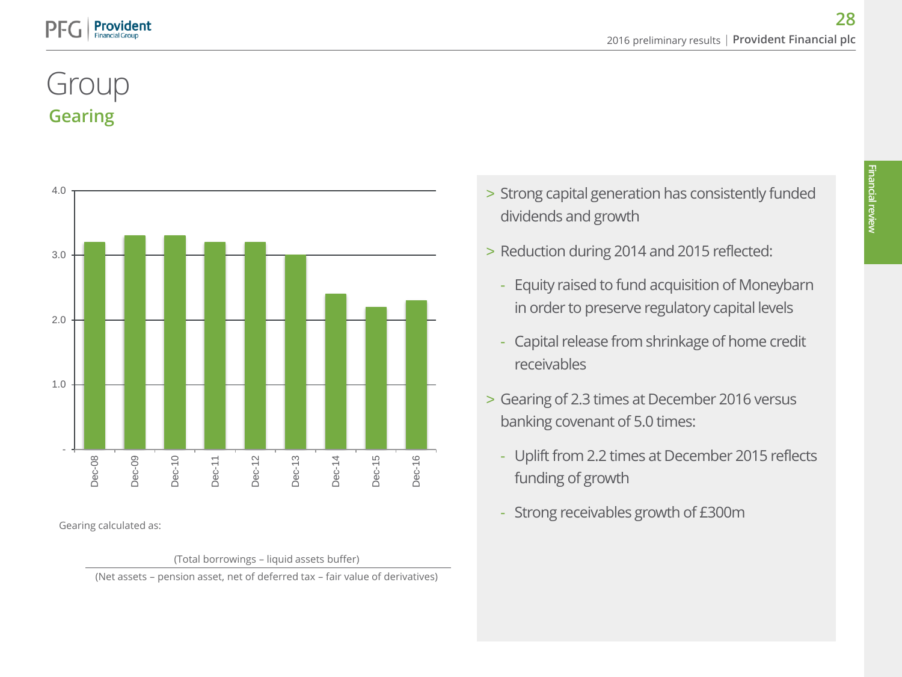# Group

## Gearing

| | Gearing |
|---|---|
| Dec-08 | 3.2 |
| Dec-09 | 3.3 |
| Dec-10 | 3.3 |
| Dec-11 | 3.2 |
| Dec-12 | 3.2 |
| Dec-13 | 3.0 |
| Dec-14 | 2.4 |
| Dec-15 | 2.2 |
| Dec-16 | 2.3 |

Gearing calculated as:

$$\frac{\text{(Total borrowings – liquid assets buffer)}}{\text{(Net assets – pension asset, net of deferred tax – fair value of derivatives)}}$$

- Strong capital generation has consistently funded dividends and growth
- Reduction during 2014 and 2015 reflected:
  - Equity raised to fund acquisition of Moneybarn in order to preserve regulatory capital levels
  - Capital release from shrinkage of home credit receivables
- Gearing of 2.3 times at December 2016 versus banking covenant of 5.0 times:
  - Uplift from 2.2 times at December 2015 reflects funding of growth
  - Strong receivables growth of £300m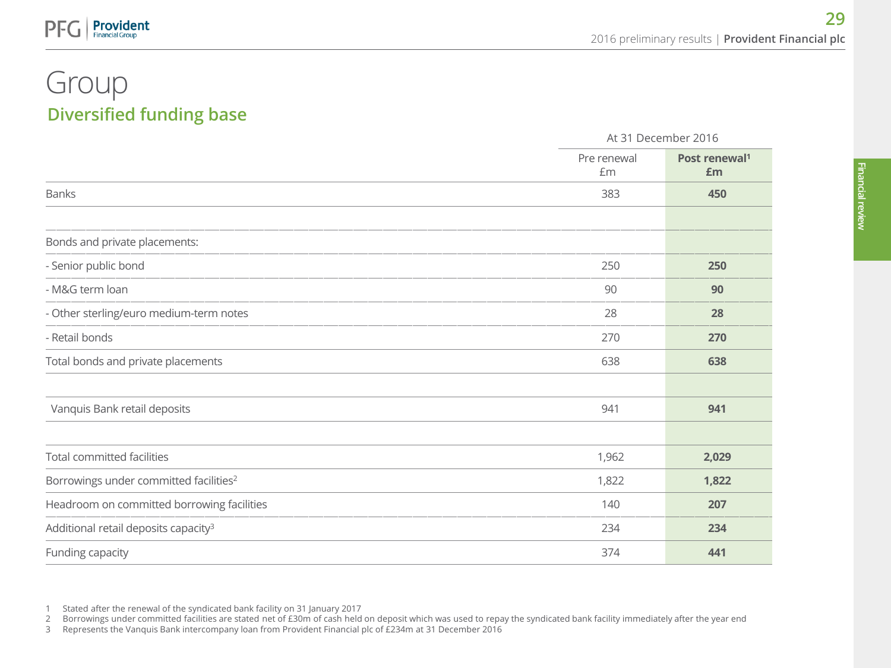# Group

## Diversified funding base

| | At 31 December 2016 | |
|---|---|---|
| | Pre renewal £m | **Post renewal[1] £m** |
| Banks | 383 | **450** |
| | | |
| Bonds and private placements: | | |
| - Senior public bond | 250 | **250** |
| - M&G term loan | 90 | **90** |
| - Other sterling/euro medium-term notes | 28 | **28** |
| - Retail bonds | 270 | **270** |
| Total bonds and private placements | 638 | **638** |
| | | |
| Vanquis Bank retail deposits | 941 | **941** |
| | | |
| Total committed facilities | 1,962 | **2,029** |
| Borrowings under committed facilities[2] | 1,822 | **1,822** |
| Headroom on committed borrowing facilities | 140 | **207** |
| Additional retail deposits capacity[3] | 234 | **234** |
| Funding capacity | 374 | **441** |

1 Stated after the renewal of the syndicated bank facility on 31 January 2017
2 Borrowings under committed facilities are stated net of £30m of cash held on deposit which was used to repay the syndicated bank facility immediately after the year end
3 Represents the Vanquis Bank intercompany loan from Provident Financial plc of £234m at 31 December 2016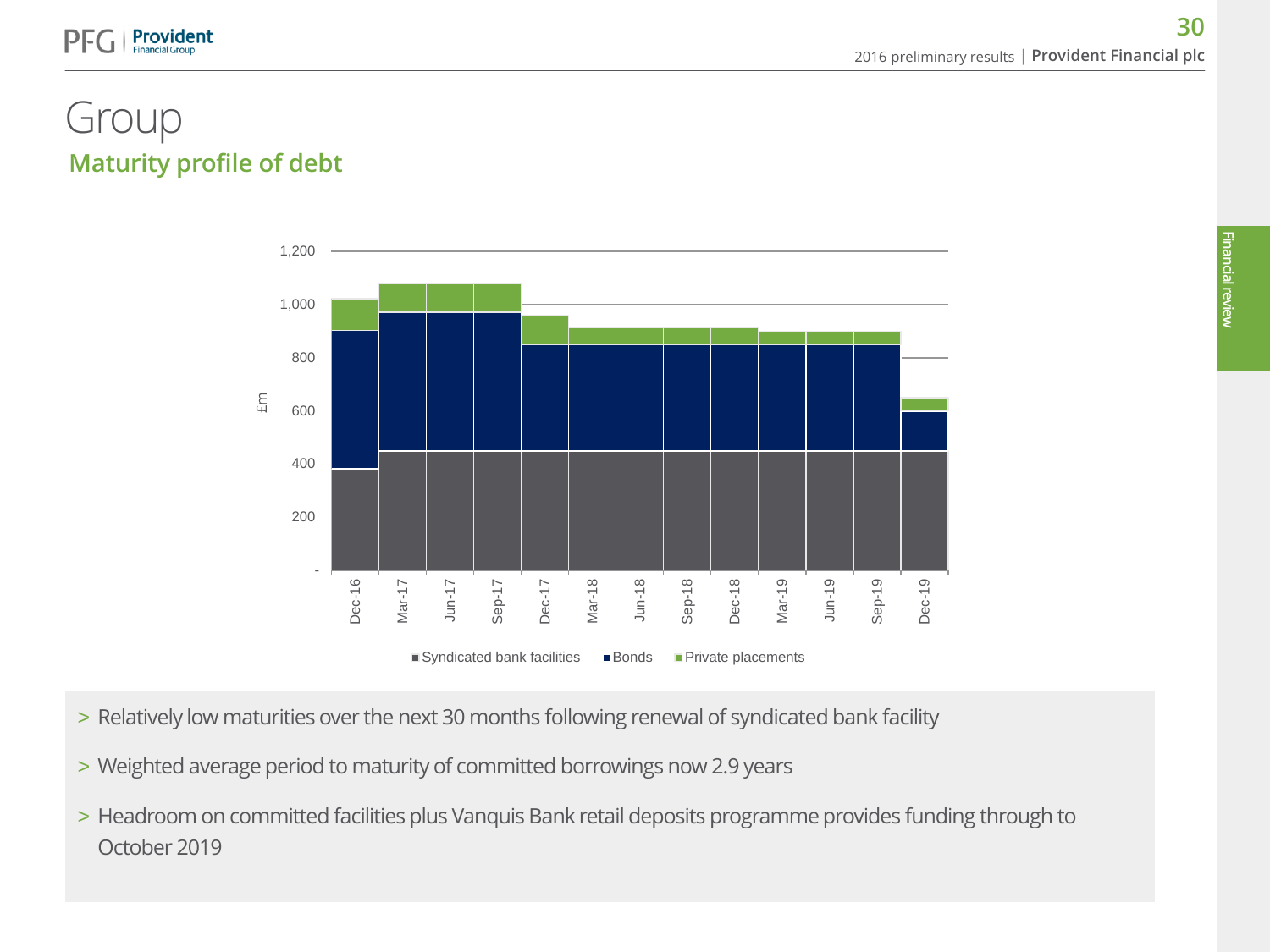# Group

## Maturity profile of debt

- Relatively low maturities over the next 30 months following renewal of syndicated bank facility
- Weighted average period to maturity of committed borrowings now 2.9 years
- Headroom on committed facilities plus Vanquis Bank retail deposits programme provides funding through to October 2019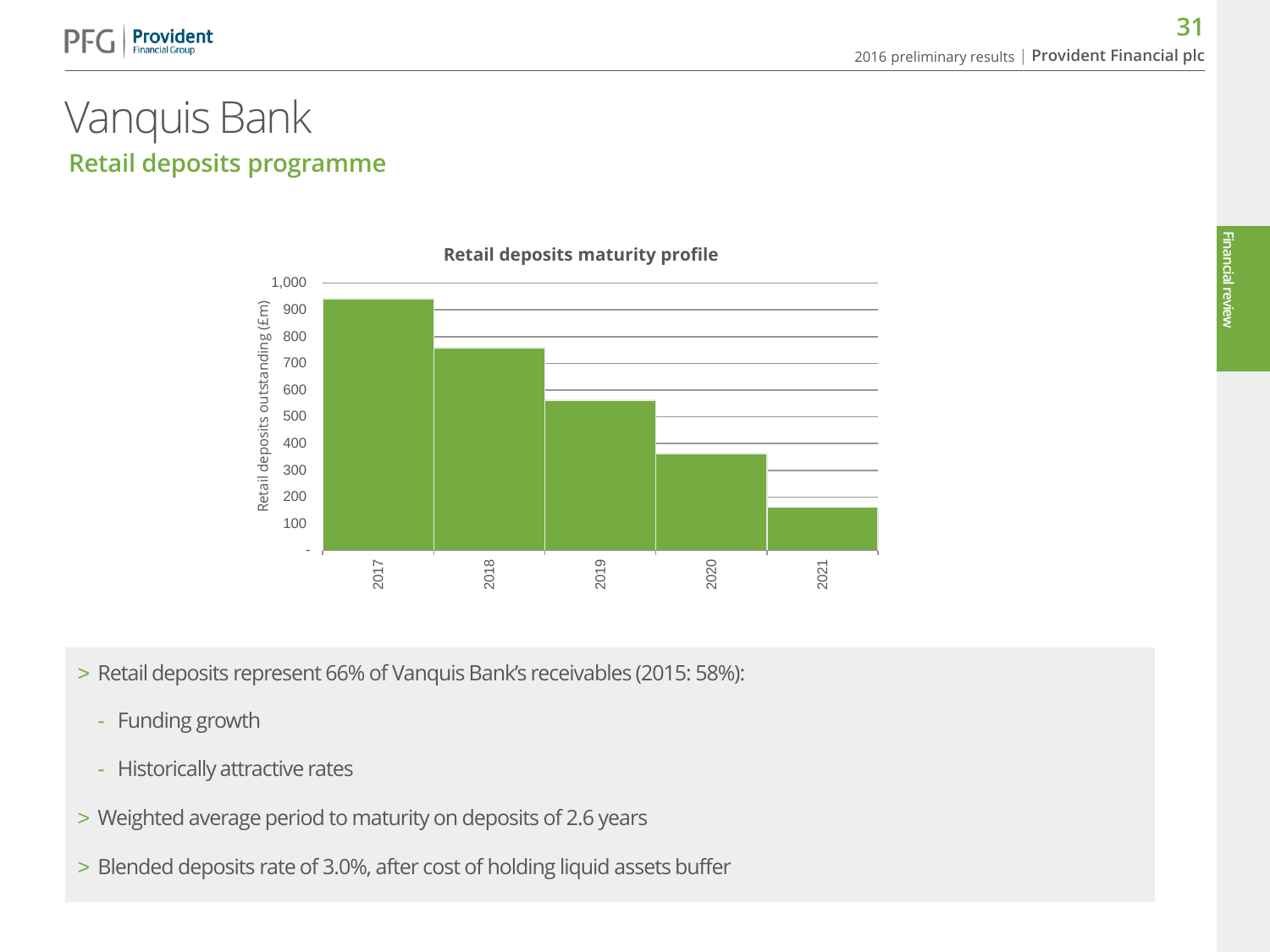# Vanquis Bank

## Retail deposits programme

**Retail deposits maturity profile**

| Year | Retail deposits outstanding (£m) |
|---|---|
| 2017 | ~940 |
| 2018 | ~755 |
| 2019 | ~560 |
| 2020 | ~360 |
| 2021 | ~160 |

> Retail deposits represent 66% of Vanquis Bank's receivables (2015: 58%):

- Funding growth
- Historically attractive rates

> Weighted average period to maturity on deposits of 2.6 years

> Blended deposits rate of 3.0%, after cost of holding liquid assets buffer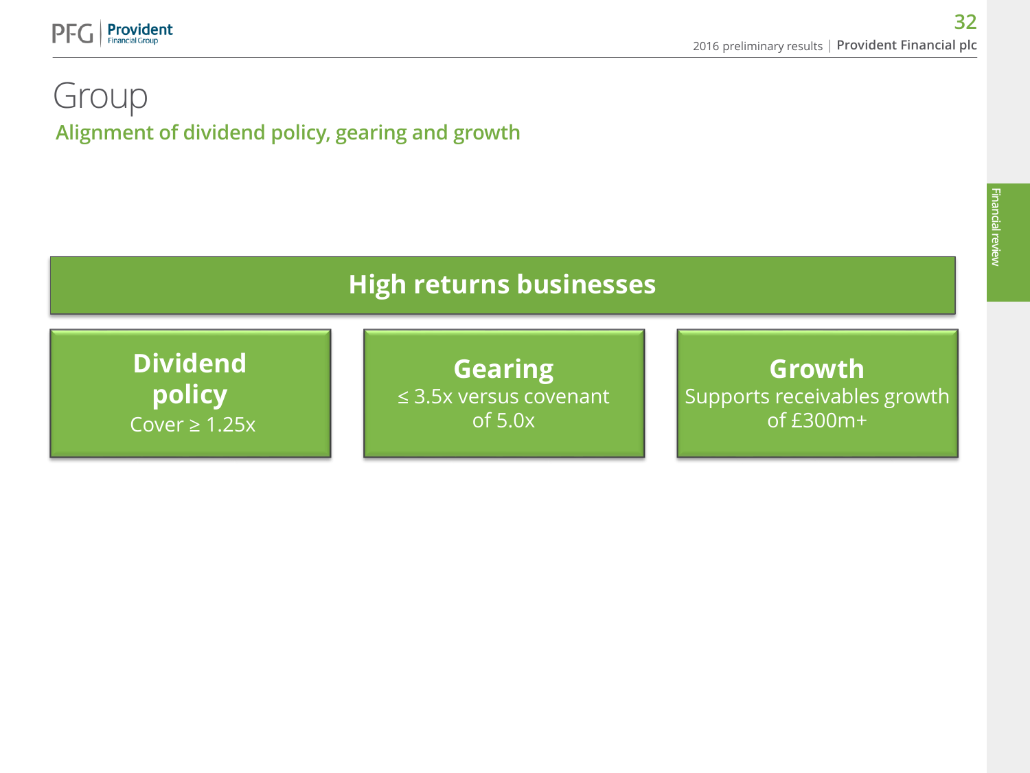# Group

## Alignment of dividend policy, gearing and growth

**High returns businesses**

**Dividend policy**
Cover ≥ 1.25x

**Gearing**
≤ 3.5x versus covenant of 5.0x

**Growth**
Supports receivables growth of £300m+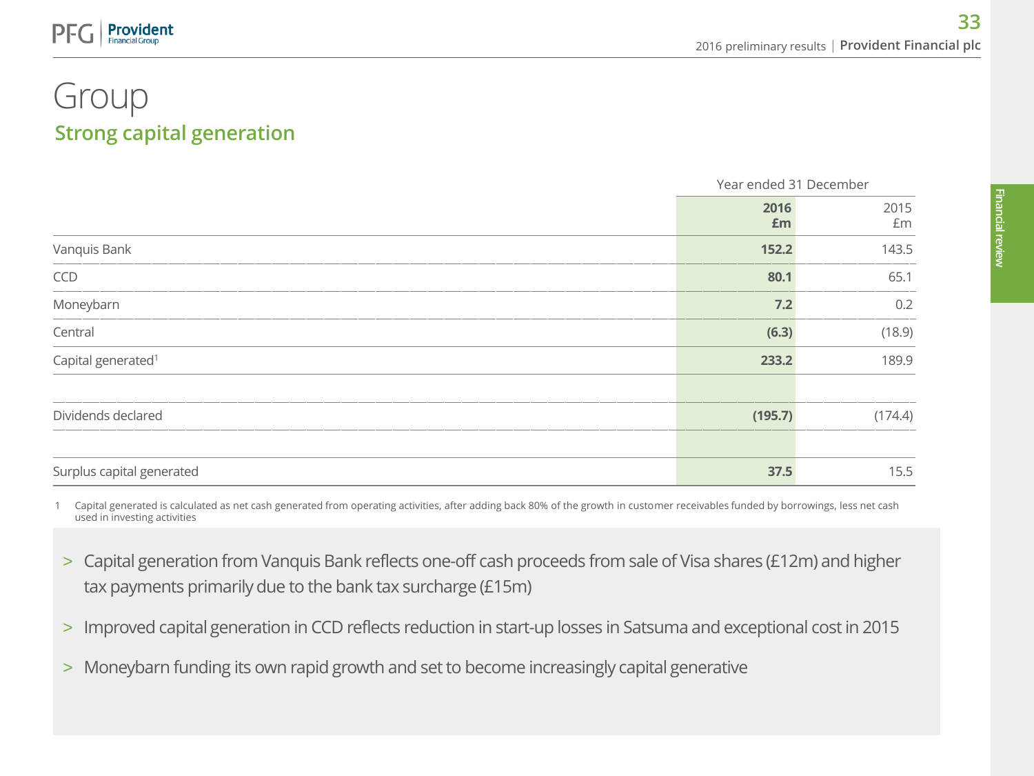# Group

## Strong capital generation

| | Year ended 31 December | |
|---|---|---|
| | **2016 £m** | 2015 £m |
| Vanquis Bank | **152.2** | 143.5 |
| CCD | **80.1** | 65.1 |
| Moneybarn | **7.2** | 0.2 |
| Central | **(6.3)** | (18.9) |
| Capital generated[1] | **233.2** | 189.9 |
| Dividends declared | **(195.7)** | (174.4) |
| Surplus capital generated | **37.5** | 15.5 |

1 Capital generated is calculated as net cash generated from operating activities, after adding back 80% of the growth in customer receivables funded by borrowings, less net cash used in investing activities

- Capital generation from Vanquis Bank reflects one-off cash proceeds from sale of Visa shares (£12m) and higher tax payments primarily due to the bank tax surcharge (£15m)
- Improved capital generation in CCD reflects reduction in start-up losses in Satsuma and exceptional cost in 2015
- Moneybarn funding its own rapid growth and set to become increasingly capital generative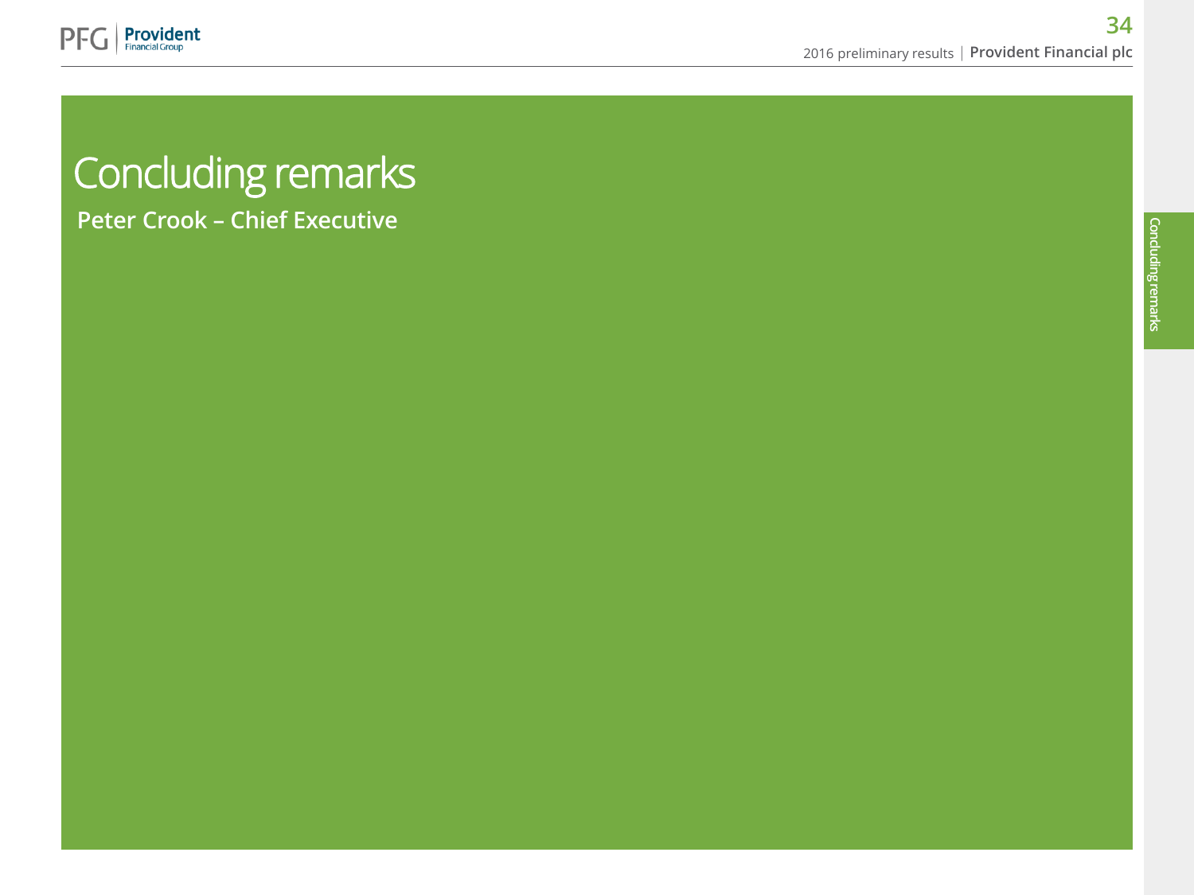# Concluding remarks

**Peter Crook – Chief Executive**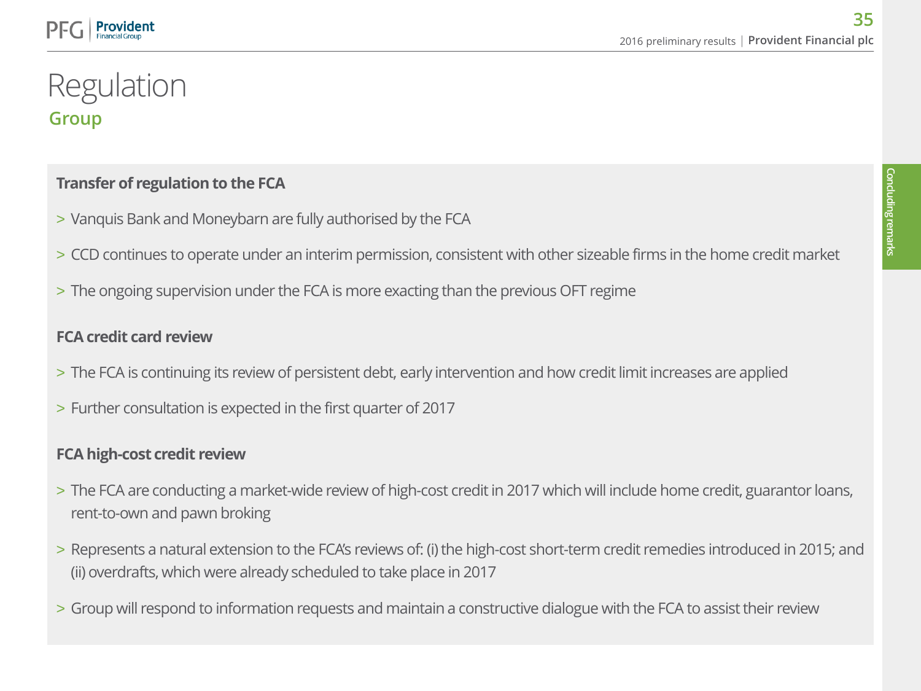# Regulation

## Group

**Transfer of regulation to the FCA**

- Vanquis Bank and Moneybarn are fully authorised by the FCA
- CCD continues to operate under an interim permission, consistent with other sizeable firms in the home credit market
- The ongoing supervision under the FCA is more exacting than the previous OFT regime

**FCA credit card review**

- The FCA is continuing its review of persistent debt, early intervention and how credit limit increases are applied
- Further consultation is expected in the first quarter of 2017

**FCA high-cost credit review**

- The FCA are conducting a market-wide review of high-cost credit in 2017 which will include home credit, guarantor loans, rent-to-own and pawn broking
- Represents a natural extension to the FCA's reviews of: (i) the high-cost short-term credit remedies introduced in 2015; and (ii) overdrafts, which were already scheduled to take place in 2017
- Group will respond to information requests and maintain a constructive dialogue with the FCA to assist their review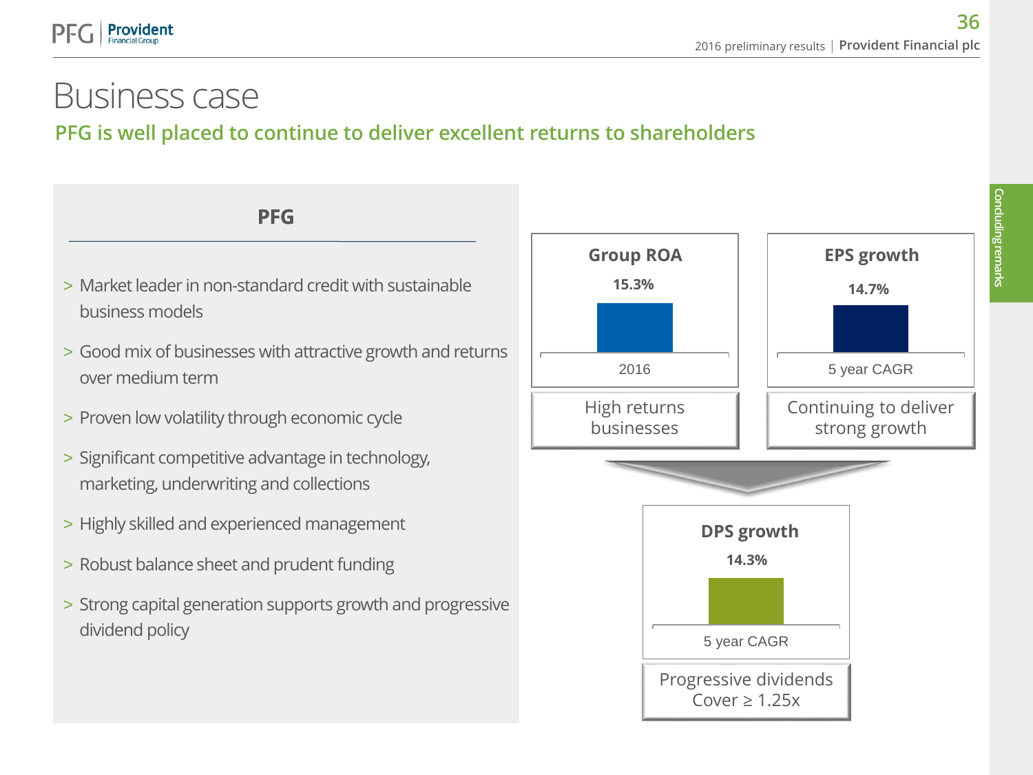# Business case

## PFG is well placed to continue to deliver excellent returns to shareholders

### PFG

- Market leader in non-standard credit with sustainable business models
- Good mix of businesses with attractive growth and returns over medium term
- Proven low volatility through economic cycle
- Significant competitive advantage in technology, marketing, underwriting and collections
- Highly skilled and experienced management
- Robust balance sheet and prudent funding
- Strong capital generation supports growth and progressive dividend policy

**Group ROA**

15.3%

2016

High returns businesses

**EPS growth**

14.7%

5 year CAGR

Continuing to deliver strong growth

**DPS growth**

14.3%

5 year CAGR

Progressive dividends
Cover ≥ 1.25x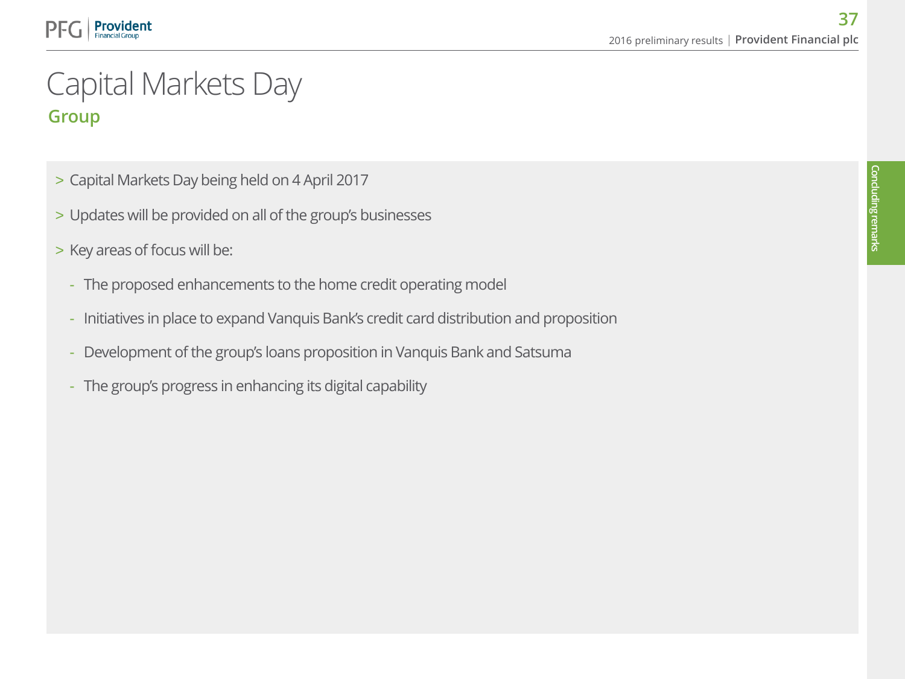# Capital Markets Day

## Group

- Capital Markets Day being held on 4 April 2017
- Updates will be provided on all of the group's businesses
- Key areas of focus will be:
  - The proposed enhancements to the home credit operating model
  - Initiatives in place to expand Vanquis Bank's credit card distribution and proposition
  - Development of the group's loans proposition in Vanquis Bank and Satsuma
  - The group's progress in enhancing its digital capability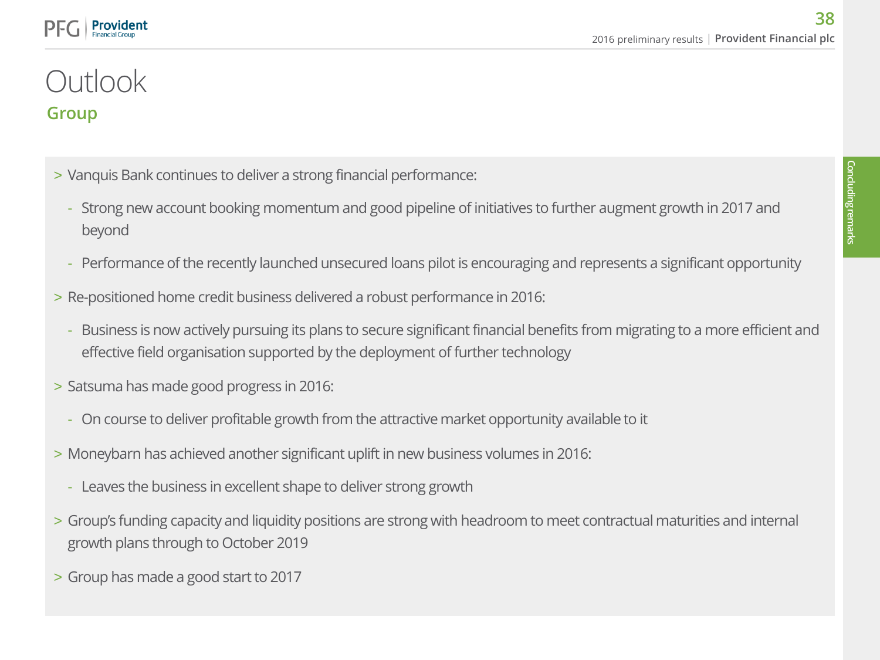# Outlook

## Group

- Vanquis Bank continues to deliver a strong financial performance:
  - Strong new account booking momentum and good pipeline of initiatives to further augment growth in 2017 and beyond
  - Performance of the recently launched unsecured loans pilot is encouraging and represents a significant opportunity
- Re-positioned home credit business delivered a robust performance in 2016:
  - Business is now actively pursuing its plans to secure significant financial benefits from migrating to a more efficient and effective field organisation supported by the deployment of further technology
- Satsuma has made good progress in 2016:
  - On course to deliver profitable growth from the attractive market opportunity available to it
- Moneybarn has achieved another significant uplift in new business volumes in 2016:
  - Leaves the business in excellent shape to deliver strong growth
- Group's funding capacity and liquidity positions are strong with headroom to meet contractual maturities and internal growth plans through to October 2019
- Group has made a good start to 2017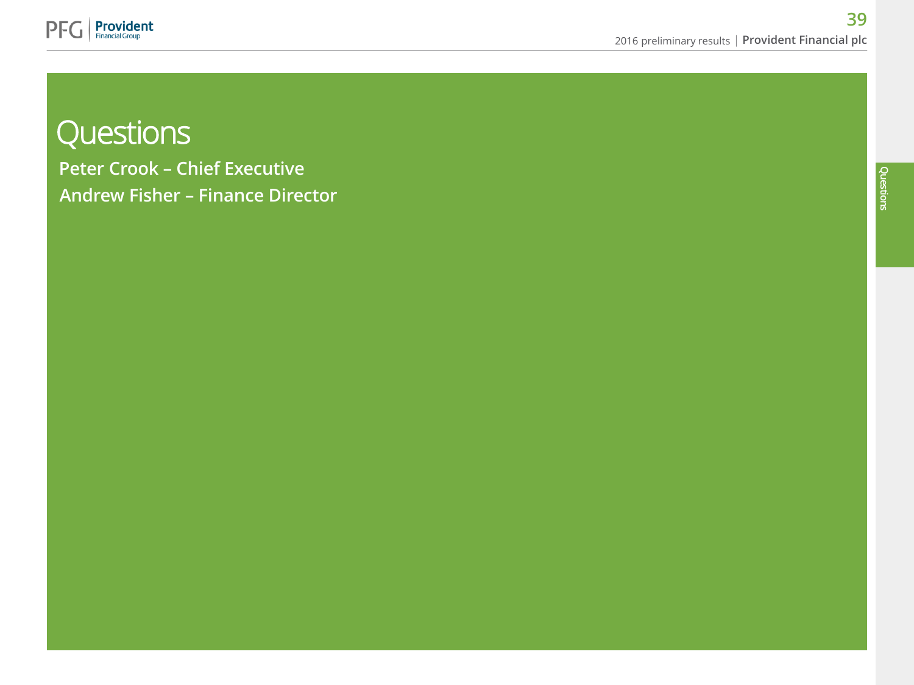# Questions

**Peter Crook – Chief Executive**

**Andrew Fisher – Finance Director**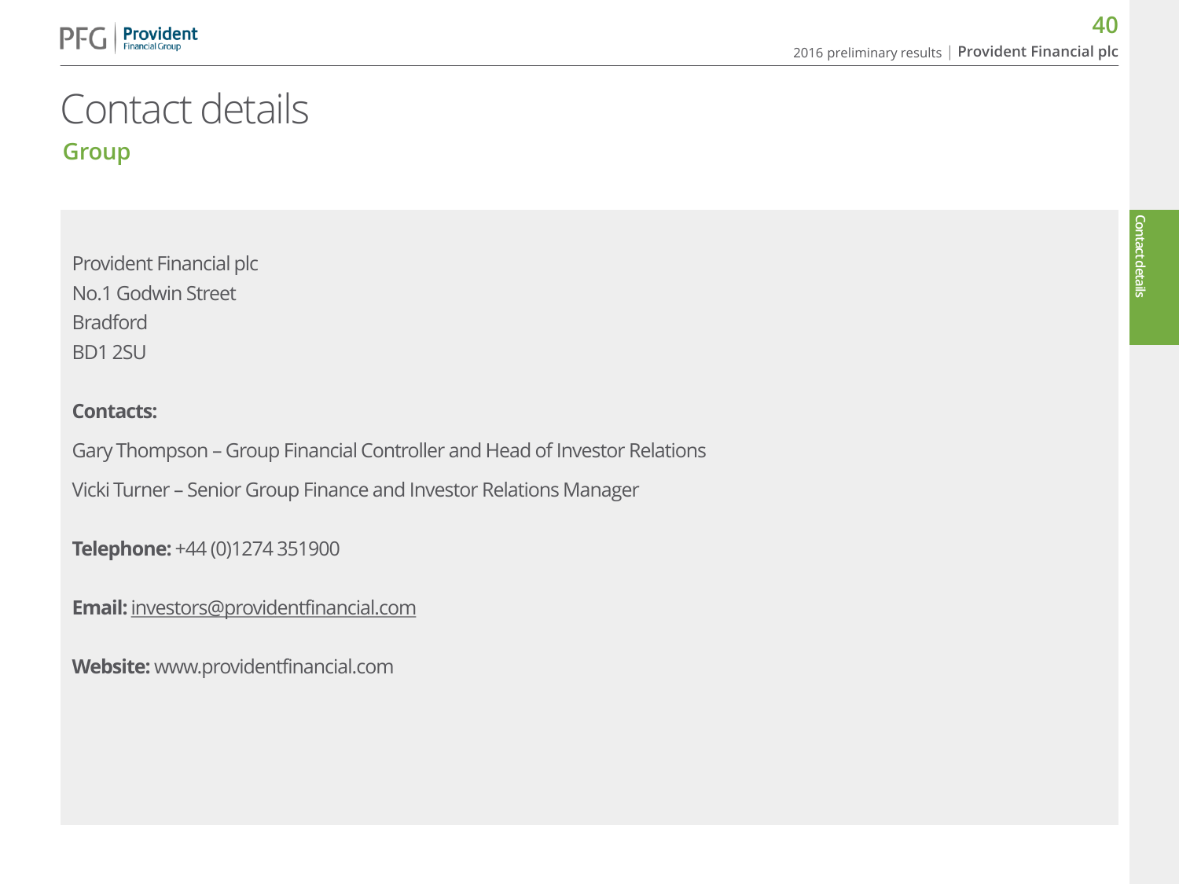# Contact details

## Group

Provident Financial plc
No.1 Godwin Street
Bradford
BD1 2SU

**Contacts:**

Gary Thompson – Group Financial Controller and Head of Investor Relations

Vicki Turner – Senior Group Finance and Investor Relations Manager

**Telephone:** +44 (0)1274 351900

**Email:** investors@providentfinancial.com

**Website:** www.providentfinancial.com